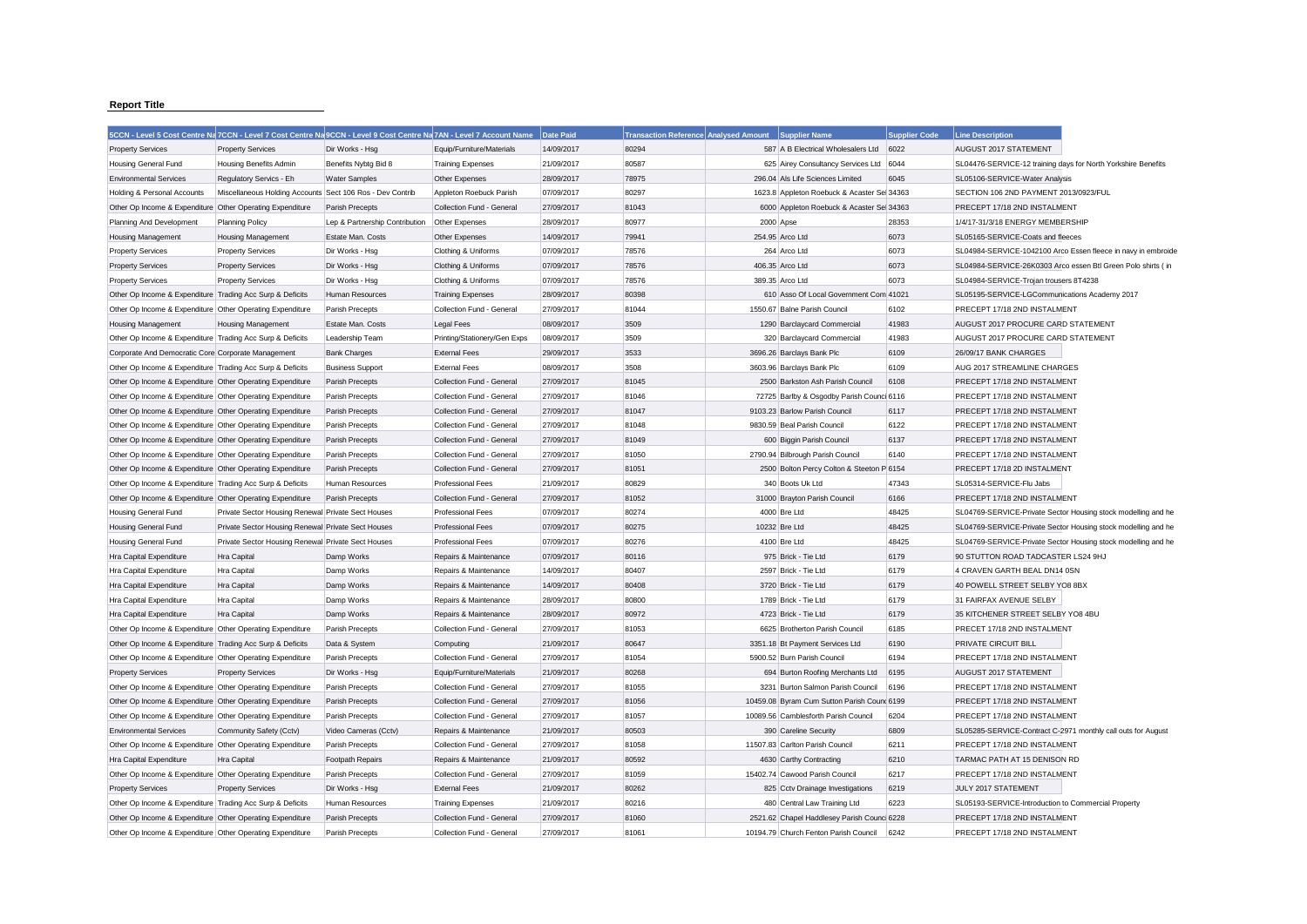**Report Title**

| 5CCN - Level 5 Cost Centre Na | 7CCN - Level 7 Cost Centre Na | 9CCN - Level 9 Cost Centre Na | 7AN - Level 7 Account Name | Date Paid | Transaction Reference | Analysed Amount | Supplier Name | Supplier Code | Line Description |
|---|---|---|---|---|---|---|---|---|---|
| Property Services | Property Services | Dir Works - Hsg | Equip/Furniture/Materials | 14/09/2017 | 80294 | 587 | A B Electrical Wholesalers Ltd | 6022 | AUGUST 2017 STATEMENT |
| Housing General Fund | Housing Benefits Admin | Benefits Nybtg Bid 8 | Training Expenses | 21/09/2017 | 80587 | 625 | Airey Consultancy Services Ltd | 6044 | SL04476-SERVICE-12 training days for North Yorkshire Benefits |
| Environmental Services | Regulatory Servics - Eh | Water Samples | Other Expenses | 28/09/2017 | 78975 | 296.04 | Als Life Sciences Limited | 6045 | SL05106-SERVICE-Water Analysis |
| Holding & Personal Accounts | Miscellaneous Holding Accounts | Sect 106 Ros - Dev Contrib | Appleton Roebuck Parish | 07/09/2017 | 80297 | 1623.8 | Appleton Roebuck & Acaster Sel | 34363 | SECTION 106 2ND PAYMENT 2013/0923/FUL |
| Other Op Income & Expenditure | Other Operating Expenditure | Parish Precepts | Collection Fund - General | 27/09/2017 | 81043 | 6000 | Appleton Roebuck & Acaster Sel | 34363 | PRECEPT 17/18 2ND INSTALMENT |
| Planning And Development | Planning Policy | Lep & Partnership Contribution | Other Expenses | 28/09/2017 | 80977 | 2000 | Apse | 28353 | 1/4/17-31/3/18 ENERGY MEMBERSHIP |
| Housing Management | Housing Management | Estate Man. Costs | Other Expenses | 14/09/2017 | 79941 | 254.95 | Arco Ltd | 6073 | SL05165-SERVICE-Coats and fleeces |
| Property Services | Property Services | Dir Works - Hsg | Clothing & Uniforms | 07/09/2017 | 78576 | 264 | Arco Ltd | 6073 | SL04984-SERVICE-1042100 Arco Essen fleece in navy in embroide |
| Property Services | Property Services | Dir Works - Hsg | Clothing & Uniforms | 07/09/2017 | 78576 | 406.35 | Arco Ltd | 6073 | SL04984-SERVICE-26K0303 Arco essen Btl Green Polo shirts ( in |
| Property Services | Property Services | Dir Works - Hsg | Clothing & Uniforms | 07/09/2017 | 78576 | 389.35 | Arco Ltd | 6073 | SL04984-SERVICE-Trojan trousers 8T4238 |
| Other Op Income & Expenditure | Trading Acc Surp & Deficits | Human Resources | Training Expenses | 28/09/2017 | 80398 | 610 | Asso Of Local Government Com | 41021 | SL05195-SERVICE-LGCommunications Academy 2017 |
| Other Op Income & Expenditure | Other Operating Expenditure | Parish Precepts | Collection Fund - General | 27/09/2017 | 81044 | 1550.67 | Balne Parish Council | 6102 | PRECEPT 17/18 2ND INSTALMENT |
| Housing Management | Housing Management | Estate Man. Costs | Legal Fees | 08/09/2017 | 3509 | 1290 | Barclaycard Commercial | 41983 | AUGUST 2017 PROCURE CARD STATEMENT |
| Other Op Income & Expenditure | Trading Acc Surp & Deficits | Leadership Team | Printing/Stationery/Gen Exps | 08/09/2017 | 3509 | 320 | Barclaycard Commercial | 41983 | AUGUST 2017 PROCURE CARD STATEMENT |
| Corporate And Democratic Core | Corporate Management | Bank Charges | External Fees | 29/09/2017 | 3533 | 3696.26 | Barclays Bank Plc | 6109 | 26/09/17 BANK CHARGES |
| Other Op Income & Expenditure | Trading Acc Surp & Deficits | Business Support | External Fees | 08/09/2017 | 3508 | 3603.96 | Barclays Bank Plc | 6109 | AUG 2017 STREAMLINE CHARGES |
| Other Op Income & Expenditure | Other Operating Expenditure | Parish Precepts | Collection Fund - General | 27/09/2017 | 81045 | 2500 | Barkston Ash Parish Council | 6108 | PRECEPT 17/18 2ND INSTALMENT |
| Other Op Income & Expenditure | Other Operating Expenditure | Parish Precepts | Collection Fund - General | 27/09/2017 | 81046 | 72725 | Barlby & Osgodby Parish Counci | 6116 | PRECEPT 17/18 2ND INSTALMENT |
| Other Op Income & Expenditure | Other Operating Expenditure | Parish Precepts | Collection Fund - General | 27/09/2017 | 81047 | 9103.23 | Barlow Parish Council | 6117 | PRECEPT 17/18 2ND INSTALMENT |
| Other Op Income & Expenditure | Other Operating Expenditure | Parish Precepts | Collection Fund - General | 27/09/2017 | 81048 | 9830.59 | Beal Parish Council | 6122 | PRECEPT 17/18 2ND INSTALMENT |
| Other Op Income & Expenditure | Other Operating Expenditure | Parish Precepts | Collection Fund - General | 27/09/2017 | 81049 | 600 | Biggin Parish Council | 6137 | PRECEPT 17/18 2ND INSTALMENT |
| Other Op Income & Expenditure | Other Operating Expenditure | Parish Precepts | Collection Fund - General | 27/09/2017 | 81050 | 2790.94 | Bilbrough Parish Council | 6140 | PRECEPT 17/18 2ND INSTALMENT |
| Other Op Income & Expenditure | Other Operating Expenditure | Parish Precepts | Collection Fund - General | 27/09/2017 | 81051 | 2500 | Bolton Percy Colton & Steeton P | 6154 | PRECEPT 17/18 2D INSTALMENT |
| Other Op Income & Expenditure | Trading Acc Surp & Deficits | Human Resources | Professional Fees | 21/09/2017 | 80829 | 340 | Boots Uk Ltd | 47343 | SL05314-SERVICE-Flu Jabs |
| Other Op Income & Expenditure | Other Operating Expenditure | Parish Precepts | Collection Fund - General | 27/09/2017 | 81052 | 31000 | Brayton Parish Council | 6166 | PRECEPT 17/18 2ND INSTALMENT |
| Housing General Fund | Private Sector Housing Renewal | Private Sect Houses | Professional Fees | 07/09/2017 | 80274 | 4000 | Bre Ltd | 48425 | SL04769-SERVICE-Private Sector Housing stock modelling and he |
| Housing General Fund | Private Sector Housing Renewal | Private Sect Houses | Professional Fees | 07/09/2017 | 80275 | 10232 | Bre Ltd | 48425 | SL04769-SERVICE-Private Sector Housing stock modelling and he |
| Housing General Fund | Private Sector Housing Renewal | Private Sect Houses | Professional Fees | 07/09/2017 | 80276 | 4100 | Bre Ltd | 48425 | SL04769-SERVICE-Private Sector Housing stock modelling and he |
| Hra Capital Expenditure | Hra Capital | Damp Works | Repairs & Maintenance | 07/09/2017 | 80116 | 975 | Brick - Tie Ltd | 6179 | 90 STUTTON ROAD TADCASTER LS24 9HJ |
| Hra Capital Expenditure | Hra Capital | Damp Works | Repairs & Maintenance | 14/09/2017 | 80407 | 2597 | Brick - Tie Ltd | 6179 | 4 CRAVEN GARTH BEAL DN14 0SN |
| Hra Capital Expenditure | Hra Capital | Damp Works | Repairs & Maintenance | 14/09/2017 | 80408 | 3720 | Brick - Tie Ltd | 6179 | 40 POWELL STREET SELBY YO8 8BX |
| Hra Capital Expenditure | Hra Capital | Damp Works | Repairs & Maintenance | 28/09/2017 | 80800 | 1789 | Brick - Tie Ltd | 6179 | 31 FAIRFAX AVENUE SELBY |
| Hra Capital Expenditure | Hra Capital | Damp Works | Repairs & Maintenance | 28/09/2017 | 80972 | 4723 | Brick - Tie Ltd | 6179 | 35 KITCHENER STREET SELBY YO8 4BU |
| Other Op Income & Expenditure | Other Operating Expenditure | Parish Precepts | Collection Fund - General | 27/09/2017 | 81053 | 6625 | Brotherton Parish Council | 6185 | PRECET 17/18 2ND INSTALMENT |
| Other Op Income & Expenditure | Trading Acc Surp & Deficits | Data & System | Computing | 21/09/2017 | 80647 | 3351.18 | Bt Payment Services Ltd | 6190 | PRIVATE CIRCUIT BILL |
| Other Op Income & Expenditure | Other Operating Expenditure | Parish Precepts | Collection Fund - General | 27/09/2017 | 81054 | 5900.52 | Burn Parish Council | 6194 | PRECEPT 17/18 2ND INSTALMENT |
| Property Services | Property Services | Dir Works - Hsg | Equip/Furniture/Materials | 21/09/2017 | 80268 | 694 | Burton Roofing Merchants Ltd | 6195 | AUGUST 2017 STATEMENT |
| Other Op Income & Expenditure | Other Operating Expenditure | Parish Precepts | Collection Fund - General | 27/09/2017 | 81055 | 3231 | Burton Salmon Parish Council | 6196 | PRECEPT 17/18 2ND INSTALMENT |
| Other Op Income & Expenditure | Other Operating Expenditure | Parish Precepts | Collection Fund - General | 27/09/2017 | 81056 | 10459.08 | Byram Cum Sutton Parish Counc | 6199 | PRECEPT 17/18 2ND INSTALMENT |
| Other Op Income & Expenditure | Other Operating Expenditure | Parish Precepts | Collection Fund - General | 27/09/2017 | 81057 | 10089.56 | Camblesforth Parish Council | 6204 | PRECEPT 17/18 2ND INSTALMENT |
| Environmental Services | Community Safety (Cctv) | Video Cameras (Cctv) | Repairs & Maintenance | 21/09/2017 | 80503 | 390 | Careline Security | 6809 | SL05285-SERVICE-Contract C-2971 monthly call outs for August |
| Other Op Income & Expenditure | Other Operating Expenditure | Parish Precepts | Collection Fund - General | 27/09/2017 | 81058 | 11507.83 | Carlton Parish Council | 6211 | PRECEPT 17/18 2ND INSTALMENT |
| Hra Capital Expenditure | Hra Capital | Footpath Repairs | Repairs & Maintenance | 21/09/2017 | 80592 | 430 | Carthy Contracting | 6210 | TARMAC PATH AT 15 DENISON RD |
| Other Op Income & Expenditure | Other Operating Expenditure | Parish Precepts | Collection Fund - General | 27/09/2017 | 81059 | 15402.74 | Cawood Parish Council | 6217 | PRECEPT 17/18 2ND INSTALMENT |
| Property Services | Property Services | Dir Works - Hsg | External Fees | 21/09/2017 | 80262 | 825 | Cctv Drainage Investigations | 6219 | JULY 2017 STATEMENT |
| Other Op Income & Expenditure | Trading Acc Surp & Deficits | Human Resources | Training Expenses | 21/09/2017 | 80216 | 480 | Central Law Training Ltd | 6223 | SL05193-SERVICE-Introduction to Commercial Property |
| Other Op Income & Expenditure | Other Operating Expenditure | Parish Precepts | Collection Fund - General | 27/09/2017 | 81060 | 2521.62 | Chapel Haddlesey Parish Counci | 6228 | PRECEPT 17/18 2ND INSTALMENT |
| Other Op Income & Expenditure | Other Operating Expenditure | Parish Precepts | Collection Fund - General | 27/09/2017 | 81061 | 10194.79 | Church Fenton Parish Council | 6242 | PRECEPT 17/18 2ND INSTALMENT |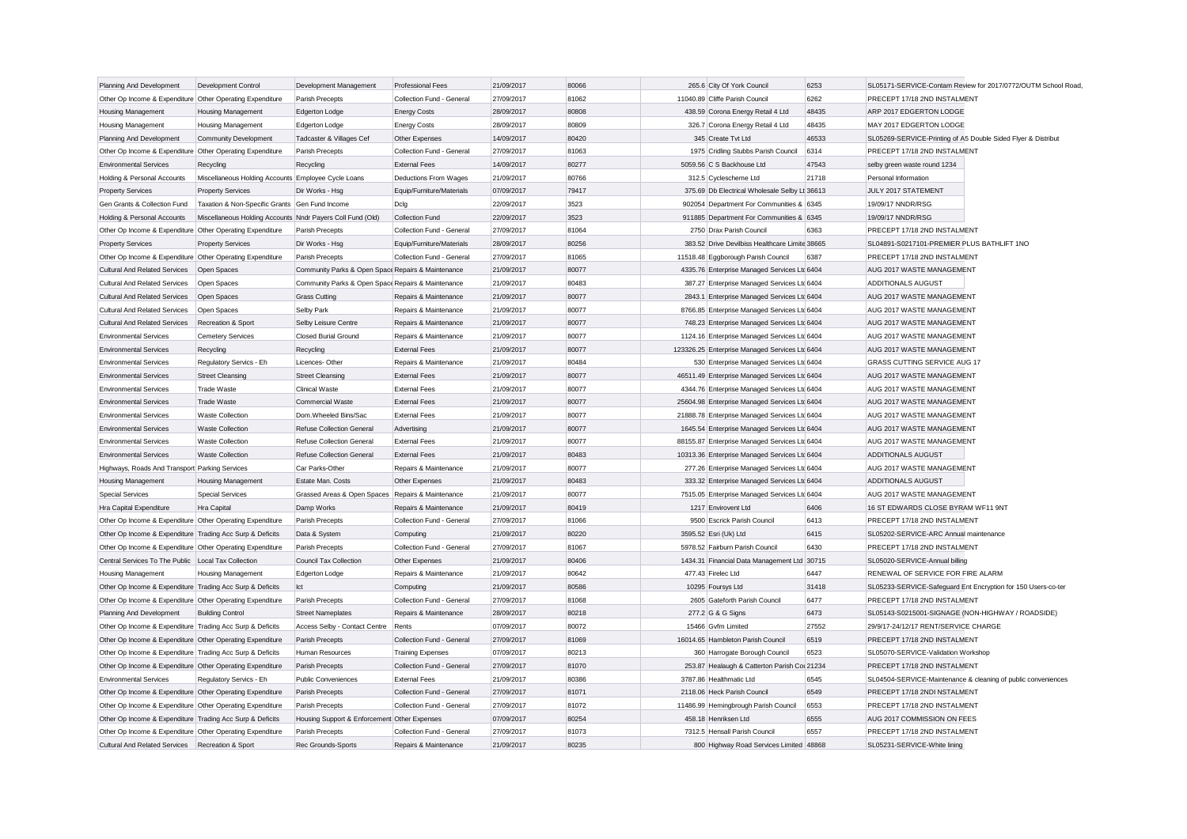| Planning And Development | Development Control | Development Management | Professional Fees | 21/09/2017 | 80066 | 265.6 | City Of York Council | 6253 | SL05171-SERVICE-Contam Review for 2017/0772/OUTM School Road, |
|---|---|---|---|---|---|---|---|---|---|
| Other Op Income & Expenditure | Other Operating Expenditure | Parish Precepts | Collection Fund - General | 27/09/2017 | 81062 | 11040.89 | Cliffe Parish Council | 6262 | PRECEPT 17/18 2ND INSTALMENT |
| Housing Management | Housing Management | Edgerton Lodge | Energy Costs | 28/09/2017 | 80808 | 438.59 | Corona Energy Retail 4 Ltd | 48435 | ARP 2017 EDGERTON LODGE |
| Housing Management | Housing Management | Edgerton Lodge | Energy Costs | 28/09/2017 | 80809 | 326.7 | Corona Energy Retail 4 Ltd | 48435 | MAY 2017 EDGERTON LODGE |
| Planning And Development | Community Development | Tadcaster & Villages Cef | Other Expenses | 14/09/2017 | 80420 | 345 | Create Tvt Ltd | 46533 | SL05269-SERVICE-Printing of A5 Double Sided Flyer & Distribut |
| Other Op Income & Expenditure | Other Operating Expenditure | Parish Precepts | Collection Fund - General | 27/09/2017 | 81063 | 1975 | Cridling Stubbs Parish Council | 6314 | PRECEPT 17/18 2ND INSTALMENT |
| Environmental Services | Recycling | Recycling | External Fees | 14/09/2017 | 80277 | 5059.56 | C S Backhouse Ltd | 47543 | selby green waste round 1234 |
| Holding & Personal Accounts | Miscellaneous Holding Accounts | Employee Cycle Loans | Deductions From Wages | 21/09/2017 | 80766 | 312.5 | Cyclescheme Ltd | 21718 | Personal Information |
| Property Services | Property Services | Dir Works - Hsg | Equip/Furniture/Materials | 07/09/2017 | 79417 | 375.69 | Db Electrical Wholesale Selby Lt | 36613 | JULY 2017 STATEMENT |
| Gen Grants & Collection Fund | Taxation & Non-Specific Grants | Gen Fund Income | Dclg | 22/09/2017 | 3523 | 902054 | Department For Communities & | 6345 | 19/09/17 NNDR/RSG |
| Holding & Personal Accounts | Miscellaneous Holding Accounts | Nndr Payers Coll Fund (Old) | Collection Fund | 22/09/2017 | 3523 | 911885 | Department For Communities & | 6345 | 19/09/17 NNDR/RSG |
| Other Op Income & Expenditure | Other Operating Expenditure | Parish Precepts | Collection Fund - General | 27/09/2017 | 81064 | 2750 | Drax Parish Council | 6363 | PRECEPT 17/18 2ND INSTALMENT |
| Property Services | Property Services | Dir Works - Hsg | Equip/Furniture/Materials | 28/09/2017 | 80256 | 383.52 | Drive Devilbiss Healthcare Limite | 38665 | SL04891-S0217101-PREMIER PLUS BATHLIFT 1NO |
| Other Op Income & Expenditure | Other Operating Expenditure | Parish Precepts | Collection Fund - General | 27/09/2017 | 81065 | 11518.48 | Eggborough Parish Council | 6387 | PRECEPT 17/18 2ND INSTALMENT |
| Cultural And Related Services | Open Spaces | Community Parks & Open Space | Repairs & Maintenance | 21/09/2017 | 80077 | 4335.76 | Enterprise Managed Services Ltd | 6404 | AUG 2017 WASTE MANAGEMENT |
| Cultural And Related Services | Open Spaces | Community Parks & Open Space | Repairs & Maintenance | 21/09/2017 | 80483 | 387.27 | Enterprise Managed Services Ltd | 6404 | ADDITIONALS AUGUST |
| Cultural And Related Services | Open Spaces | Grass Cutting | Repairs & Maintenance | 21/09/2017 | 80077 | 2843.1 | Enterprise Managed Services Ltd | 6404 | AUG 2017 WASTE MANAGEMENT |
| Cultural And Related Services | Open Spaces | Selby Park | Repairs & Maintenance | 21/09/2017 | 80077 | 8766.85 | Enterprise Managed Services Ltd | 6404 | AUG 2017 WASTE MANAGEMENT |
| Cultural And Related Services | Recreation & Sport | Selby Leisure Centre | Repairs & Maintenance | 21/09/2017 | 80077 | 748.23 | Enterprise Managed Services Ltd | 6404 | AUG 2017 WASTE MANAGEMENT |
| Environmental Services | Cemetery Services | Closed Burial Ground | Repairs & Maintenance | 21/09/2017 | 80077 | 1124.16 | Enterprise Managed Services Ltd | 6404 | AUG 2017 WASTE MANAGEMENT |
| Environmental Services | Recycling | Recycling | External Fees | 21/09/2017 | 80077 | 123326.25 | Enterprise Managed Services Ltd | 6404 | AUG 2017 WASTE MANAGEMENT |
| Environmental Services | Regulatory Servics - Eh | Licences- Other | Repairs & Maintenance | 21/09/2017 | 80484 | 530 | Enterprise Managed Services Ltd | 6404 | GRASS CUTTING SERVICE AUG 17 |
| Environmental Services | Street Cleansing | Street Cleansing | External Fees | 21/09/2017 | 80077 | 46511.49 | Enterprise Managed Services Ltd | 6404 | AUG 2017 WASTE MANAGEMENT |
| Environmental Services | Trade Waste | Clinical Waste | External Fees | 21/09/2017 | 80077 | 4344.76 | Enterprise Managed Services Ltd | 6404 | AUG 2017 WASTE MANAGEMENT |
| Environmental Services | Trade Waste | Commercial Waste | External Fees | 21/09/2017 | 80077 | 25604.98 | Enterprise Managed Services Ltd | 6404 | AUG 2017 WASTE MANAGEMENT |
| Environmental Services | Waste Collection | Dom.Wheeled Bins/Sac | External Fees | 21/09/2017 | 80077 | 21888.78 | Enterprise Managed Services Ltd | 6404 | AUG 2017 WASTE MANAGEMENT |
| Environmental Services | Waste Collection | Refuse Collection General | Advertising | 21/09/2017 | 80077 | 1645.54 | Enterprise Managed Services Ltd | 6404 | AUG 2017 WASTE MANAGEMENT |
| Environmental Services | Waste Collection | Refuse Collection General | External Fees | 21/09/2017 | 80077 | 88155.87 | Enterprise Managed Services Ltd | 6404 | AUG 2017 WASTE MANAGEMENT |
| Environmental Services | Waste Collection | Refuse Collection General | External Fees | 21/09/2017 | 80483 | 10313.36 | Enterprise Managed Services Ltd | 6404 | ADDITIONALS AUGUST |
| Highways, Roads And Transport | Parking Services | Car Parks-Other | Repairs & Maintenance | 21/09/2017 | 80077 | 277.26 | Enterprise Managed Services Ltd | 6404 | AUG 2017 WASTE MANAGEMENT |
| Housing Management | Housing Management | Estate Man. Costs | Other Expenses | 21/09/2017 | 80483 | 333.32 | Enterprise Managed Services Ltd | 6404 | ADDITIONALS AUGUST |
| Special Services | Special Services | Grassed Areas & Open Spaces | Repairs & Maintenance | 21/09/2017 | 80077 | 7515.05 | Enterprise Managed Services Ltd | 6404 | AUG 2017 WASTE MANAGEMENT |
| Hra Capital Expenditure | Hra Capital | Damp Works | Repairs & Maintenance | 21/09/2017 | 80419 | 1217 | Envirovent Ltd | 6406 | 16 ST EDWARDS CLOSE BYRAM WF11 9NT |
| Other Op Income & Expenditure | Other Operating Expenditure | Parish Precepts | Collection Fund - General | 27/09/2017 | 81066 | 9500 | Escrick Parish Council | 6413 | PRECEPT 17/18 2ND INSTALMENT |
| Other Op Income & Expenditure | Trading Acc Surp & Deficits | Data & System | Computing | 21/09/2017 | 80220 | 3595.52 | Esri (Uk) Ltd | 6415 | SL05202-SERVICE-ARC Annual maintenance |
| Other Op Income & Expenditure | Other Operating Expenditure | Parish Precepts | Collection Fund - General | 27/09/2017 | 81067 | 5978.52 | Fairburn Parish Council | 6430 | PRECEPT 17/18 2ND INSTALMENT |
| Central Services To The Public | Local Tax Collection | Council Tax Collection | Other Expenses | 21/09/2017 | 80406 | 1434.31 | Financial Data Management Ltd | 30715 | SL05020-SERVICE-Annual billing |
| Housing Management | Housing Management | Edgerton Lodge | Repairs & Maintenance | 21/09/2017 | 80642 | 477.43 | Firelec Ltd | 6447 | RENEWAL OF SERVICE FOR FIRE ALARM |
| Other Op Income & Expenditure | Trading Acc Surp & Deficits | Ict | Computing | 21/09/2017 | 80586 | 10295 | Foursys Ltd | 31418 | SL05233-SERVICE-Safeguard Ent Encryption for 150 Users-co-ter |
| Other Op Income & Expenditure | Other Operating Expenditure | Parish Precepts | Collection Fund - General | 27/09/2017 | 81068 | 2605 | Gateforth Parish Council | 6477 | PRECEPT 17/18 2ND INSTALMENT |
| Planning And Development | Building Control | Street Nameplates | Repairs & Maintenance | 28/09/2017 | 80218 | 277.2 | G & G Signs | 6473 | SL05143-S0215001-SIGNAGE (NON-HIGHWAY / ROADSIDE) |
| Other Op Income & Expenditure | Trading Acc Surp & Deficits | Access Selby - Contact Centre | Rents | 07/09/2017 | 80072 | 15466 | Gvfm Limited | 27552 | 29/9/17-24/12/17 RENT/SERVICE CHARGE |
| Other Op Income & Expenditure | Other Operating Expenditure | Parish Precepts | Collection Fund - General | 27/09/2017 | 81069 | 16014.65 | Hambleton Parish Council | 6519 | PRECEPT 17/18 2ND INSTALMENT |
| Other Op Income & Expenditure | Trading Acc Surp & Deficits | Human Resources | Training Expenses | 07/09/2017 | 80213 | 360 | Harrogate Borough Council | 6523 | SL05070-SERVICE-Validation Workshop |
| Other Op Income & Expenditure | Other Operating Expenditure | Parish Precepts | Collection Fund - General | 27/09/2017 | 81070 | 253.87 | Healaugh & Catterton Parish Cou | 21234 | PRECEPT 17/18 2ND INSTALMENT |
| Environmental Services | Regulatory Servics - Eh | Public Conveniences | External Fees | 21/09/2017 | 80386 | 3787.86 | Healthmatic Ltd | 6545 | SL04504-SERVICE-Maintenance & cleaning of public conveniences |
| Other Op Income & Expenditure | Other Operating Expenditure | Parish Precepts | Collection Fund - General | 27/09/2017 | 81071 | 2118.06 | Heck Parish Council | 6549 | PRECEPT 17/18 2NDI NSTALMENT |
| Other Op Income & Expenditure | Other Operating Expenditure | Parish Precepts | Collection Fund - General | 27/09/2017 | 81072 | 11486.99 | Hemingbrough Parish Council | 6553 | PRECEPT 17/18 2ND INSTALMENT |
| Other Op Income & Expenditure | Trading Acc Surp & Deficits | Housing Support & Enforcement | Other Expenses | 07/09/2017 | 80254 | 458.18 | Henriksen Ltd | 6555 | AUG 2017 COMMISSION ON FEES |
| Other Op Income & Expenditure | Other Operating Expenditure | Parish Precepts | Collection Fund - General | 27/09/2017 | 81073 | 7312.5 | Hensall Parish Council | 6557 | PRECEPT 17/18 2ND INSTALMENT |
| Cultural And Related Services | Recreation & Sport | Rec Grounds-Sports | Repairs & Maintenance | 21/09/2017 | 80235 | 800 | Highway Road Services Limited | 48868 | SL05231-SERVICE-White lining |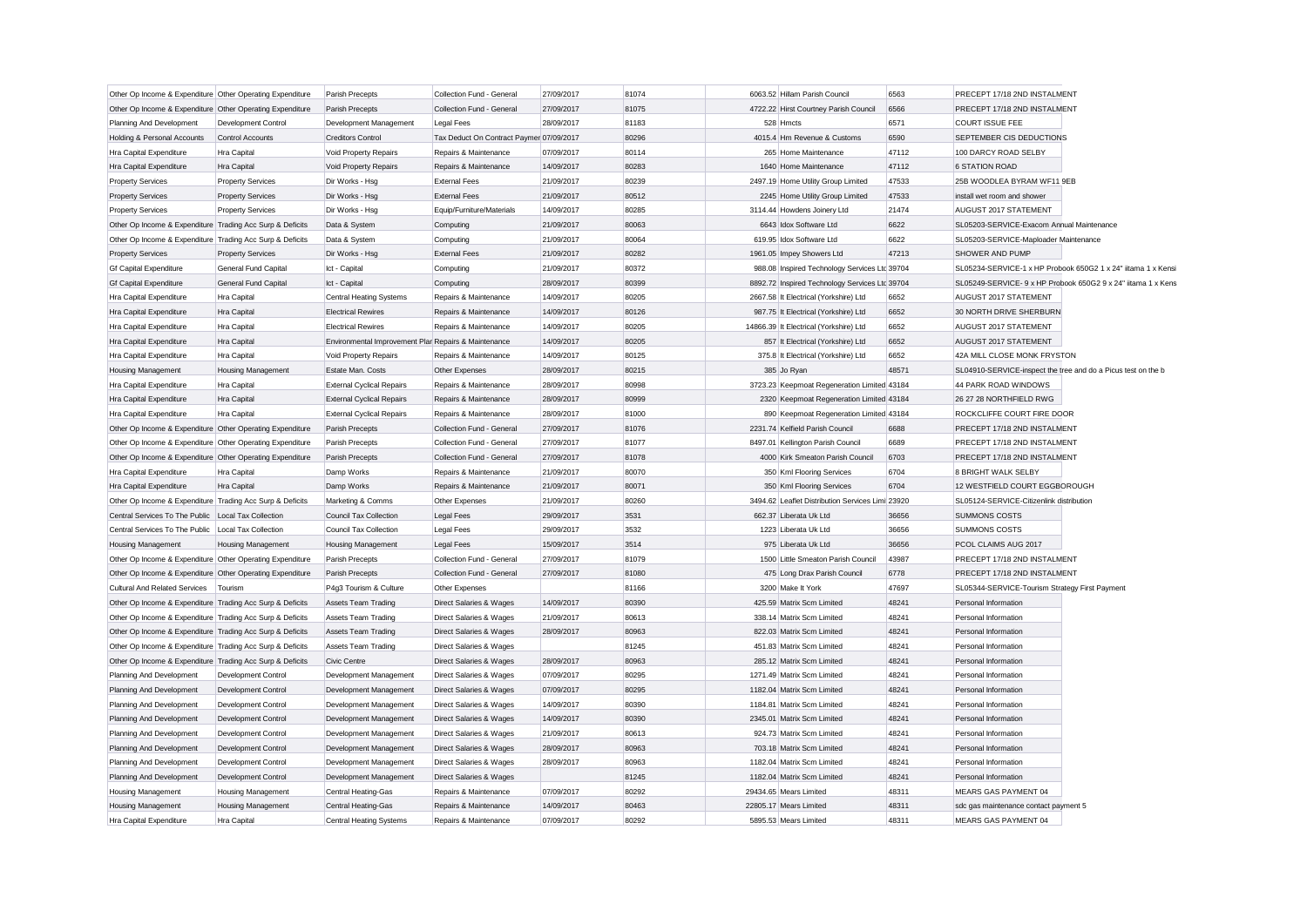| | | | | | | | | | |
|---|---|---|---|---|---|---|---|---|---|
| Other Op Income & Expenditure | Other Operating Expenditure | Parish Precepts | Collection Fund - General | 27/09/2017 | 81074 | 6063.52 | Hillam Parish Council | 6563 | PRECEPT 17/18 2ND INSTALMENT |
| Other Op Income & Expenditure | Other Operating Expenditure | Parish Precepts | Collection Fund - General | 27/09/2017 | 81075 | 4722.22 | Hirst Courtney Parish Council | 6566 | PRECEPT 17/18 2ND INSTALMENT |
| Planning And Development | Development Control | Development Management | Legal Fees | 28/09/2017 | 81183 | 528 | Hmcts | 6571 | COURT ISSUE FEE |
| Holding & Personal Accounts | Control Accounts | Creditors Control | Tax Deduct On Contract Paymer | 07/09/2017 | 80296 | 4015.4 | Hm Revenue & Customs | 6590 | SEPTEMBER CIS DEDUCTIONS |
| Hra Capital Expenditure | Hra Capital | Void Property Repairs | Repairs & Maintenance | 07/09/2017 | 80114 | 265 | Home Maintenance | 47112 | 100 DARCY ROAD SELBY |
| Hra Capital Expenditure | Hra Capital | Void Property Repairs | Repairs & Maintenance | 14/09/2017 | 80283 | 1640 | Home Maintenance | 47112 | 6 STATION ROAD |
| Property Services | Property Services | Dir Works - Hsg | External Fees | 21/09/2017 | 80239 | 2497.19 | Home Utility Group Limited | 47533 | 25B WOODLEA BYRAM WF11 9EB |
| Property Services | Property Services | Dir Works - Hsg | External Fees | 21/09/2017 | 80512 | 2245 | Home Utility Group Limited | 47533 | install wet room and shower |
| Property Services | Property Services | Dir Works - Hsg | Equip/Furniture/Materials | 14/09/2017 | 80285 | 3114.44 | Howdens Joinery Ltd | 21474 | AUGUST 2017 STATEMENT |
| Other Op Income & Expenditure | Trading Acc Surp & Deficits | Data & System | Computing | 21/09/2017 | 80063 | 6643 | Idox Software Ltd | 6622 | SL05203-SERVICE-Exacom Annual Maintenance |
| Other Op Income & Expenditure | Trading Acc Surp & Deficits | Data & System | Computing | 21/09/2017 | 80064 | 619.95 | Idox Software Ltd | 6622 | SL05203-SERVICE-Maploader Maintenance |
| Property Services | Property Services | Dir Works - Hsg | External Fees | 21/09/2017 | 80282 | 1961.05 | Impey Showers Ltd | 47213 | SHOWER AND PUMP |
| Gf Capital Expenditure | General Fund Capital | Ict - Capital | Computing | 21/09/2017 | 80372 | 988.08 | Inspired Technology Services Ltd | 39704 | SL05234-SERVICE-1 x HP Probook 650G2 1 x 24" iitama 1 x Kensi |
| Gf Capital Expenditure | General Fund Capital | Ict - Capital | Computing | 28/09/2017 | 80399 | 8892.72 | Inspired Technology Services Ltd | 39704 | SL05249-SERVICE- 9 x HP Probook 650G2 9 x 24" iitama 1 x Kens |
| Hra Capital Expenditure | Hra Capital | Central Heating Systems | Repairs & Maintenance | 14/09/2017 | 80205 | 2667.58 | It Electrical (Yorkshire) Ltd | 6652 | AUGUST 2017 STATEMENT |
| Hra Capital Expenditure | Hra Capital | Electrical Rewires | Repairs & Maintenance | 14/09/2017 | 80126 | 987.75 | It Electrical (Yorkshire) Ltd | 6652 | 30 NORTH DRIVE SHERBURN |
| Hra Capital Expenditure | Hra Capital | Electrical Rewires | Repairs & Maintenance | 14/09/2017 | 80205 | 14866.39 | It Electrical (Yorkshire) Ltd | 6652 | AUGUST 2017 STATEMENT |
| Hra Capital Expenditure | Hra Capital | Environmental Improvement Plar | Repairs & Maintenance | 14/09/2017 | 80205 | 857 | It Electrical (Yorkshire) Ltd | 6652 | AUGUST 2017 STATEMENT |
| Hra Capital Expenditure | Hra Capital | Void Property Repairs | Repairs & Maintenance | 14/09/2017 | 80125 | 375.8 | It Electrical (Yorkshire) Ltd | 6652 | 42A MILL CLOSE MONK FRYSTON |
| Housing Management | Housing Management | Estate Man. Costs | Other Expenses | 28/09/2017 | 80215 | 385 | Jo Ryan | 48571 | SL04910-SERVICE-inspect the tree and do a Picus test on the b |
| Hra Capital Expenditure | Hra Capital | External Cyclical Repairs | Repairs & Maintenance | 28/09/2017 | 80998 | 3723.23 | Keepmoat Regeneration Limited | 43184 | 44 PARK ROAD WINDOWS |
| Hra Capital Expenditure | Hra Capital | External Cyclical Repairs | Repairs & Maintenance | 28/09/2017 | 80999 | 2320 | Keepmoat Regeneration Limited | 43184 | 26 27 28 NORTHFIELD RWG |
| Hra Capital Expenditure | Hra Capital | External Cyclical Repairs | Repairs & Maintenance | 28/09/2017 | 81000 | 890 | Keepmoat Regeneration Limited | 43184 | ROCKCLIFFE COURT FIRE DOOR |
| Other Op Income & Expenditure | Other Operating Expenditure | Parish Precepts | Collection Fund - General | 27/09/2017 | 81076 | 2231.74 | Kelfield Parish Council | 6688 | PRECEPT 17/18 2ND INSTALMENT |
| Other Op Income & Expenditure | Other Operating Expenditure | Parish Precepts | Collection Fund - General | 27/09/2017 | 81077 | 8497.01 | Kellington Parish Council | 6689 | PRECEPT 17/18 2ND INSTALMENT |
| Other Op Income & Expenditure | Other Operating Expenditure | Parish Precepts | Collection Fund - General | 27/09/2017 | 81078 | 4000 | Kirk Smeaton Parish Council | 6703 | PRECEPT 17/18 2ND INSTALMENT |
| Hra Capital Expenditure | Hra Capital | Damp Works | Repairs & Maintenance | 21/09/2017 | 80070 | 350 | Kml Flooring Services | 6704 | 8 BRIGHT WALK SELBY |
| Hra Capital Expenditure | Hra Capital | Damp Works | Repairs & Maintenance | 21/09/2017 | 80071 | 350 | Kml Flooring Services | 6704 | 12 WESTFIELD COURT EGGBOROUGH |
| Other Op Income & Expenditure | Trading Acc Surp & Deficits | Marketing & Comms | Other Expenses | 21/09/2017 | 80260 | 3494.62 | Leaflet Distribution Services Limi | 23920 | SL05124-SERVICE-Citizenlink distribution |
| Central Services To The Public | Local Tax Collection | Council Tax Collection | Legal Fees | 29/09/2017 | 3531 | 662.37 | Liberata Uk Ltd | 36656 | SUMMONS COSTS |
| Central Services To The Public | Local Tax Collection | Council Tax Collection | Legal Fees | 29/09/2017 | 3532 | 1223 | Liberata Uk Ltd | 36656 | SUMMONS COSTS |
| Housing Management | Housing Management | Housing Management | Legal Fees | 15/09/2017 | 3514 | 975 | Liberata Uk Ltd | 36656 | PCOL CLAIMS AUG 2017 |
| Other Op Income & Expenditure | Other Operating Expenditure | Parish Precepts | Collection Fund - General | 27/09/2017 | 81079 | 1500 | Little Smeaton Parish Council | 43987 | PRECEPT 17/18 2ND INSTALMENT |
| Other Op Income & Expenditure | Other Operating Expenditure | Parish Precepts | Collection Fund - General | 27/09/2017 | 81080 | 475 | Long Drax Parish Council | 6778 | PRECEPT 17/18 2ND INSTALMENT |
| Cultural And Related Services | Tourism | P4g3 Tourism & Culture | Other Expenses | | 81166 | 3200 | Make It York | 47697 | SL05344-SERVICE-Tourism Strategy First Payment |
| Other Op Income & Expenditure | Trading Acc Surp & Deficits | Assets Team Trading | Direct Salaries & Wages | 14/09/2017 | 80390 | 425.59 | Matrix Scm Limited | 48241 | Personal Information |
| Other Op Income & Expenditure | Trading Acc Surp & Deficits | Assets Team Trading | Direct Salaries & Wages | 21/09/2017 | 80613 | 338.14 | Matrix Scm Limited | 48241 | Personal Information |
| Other Op Income & Expenditure | Trading Acc Surp & Deficits | Assets Team Trading | Direct Salaries & Wages | 28/09/2017 | 80963 | 822.03 | Matrix Scm Limited | 48241 | Personal Information |
| Other Op Income & Expenditure | Trading Acc Surp & Deficits | Assets Team Trading | Direct Salaries & Wages | | 81245 | 451.83 | Matrix Scm Limited | 48241 | Personal Information |
| Other Op Income & Expenditure | Trading Acc Surp & Deficits | Civic Centre | Direct Salaries & Wages | 28/09/2017 | 80963 | 285.12 | Matrix Scm Limited | 48241 | Personal Information |
| Planning And Development | Development Control | Development Management | Direct Salaries & Wages | 07/09/2017 | 80295 | 1271.49 | Matrix Scm Limited | 48241 | Personal Information |
| Planning And Development | Development Control | Development Management | Direct Salaries & Wages | 07/09/2017 | 80295 | 1182.04 | Matrix Scm Limited | 48241 | Personal Information |
| Planning And Development | Development Control | Development Management | Direct Salaries & Wages | 14/09/2017 | 80390 | 1184.81 | Matrix Scm Limited | 48241 | Personal Information |
| Planning And Development | Development Control | Development Management | Direct Salaries & Wages | 14/09/2017 | 80390 | 2345.01 | Matrix Scm Limited | 48241 | Personal Information |
| Planning And Development | Development Control | Development Management | Direct Salaries & Wages | 21/09/2017 | 80613 | 924.73 | Matrix Scm Limited | 48241 | Personal Information |
| Planning And Development | Development Control | Development Management | Direct Salaries & Wages | 28/09/2017 | 80963 | 703.18 | Matrix Scm Limited | 48241 | Personal Information |
| Planning And Development | Development Control | Development Management | Direct Salaries & Wages | 28/09/2017 | 80963 | 1182.04 | Matrix Scm Limited | 48241 | Personal Information |
| Planning And Development | Development Control | Development Management | Direct Salaries & Wages | | 81245 | 1182.04 | Matrix Scm Limited | 48241 | Personal Information |
| Housing Management | Housing Management | Central Heating-Gas | Repairs & Maintenance | 07/09/2017 | 80292 | 29434.65 | Mears Limited | 48311 | MEARS GAS PAYMENT 04 |
| Housing Management | Housing Management | Central Heating-Gas | Repairs & Maintenance | 14/09/2017 | 80463 | 22805.17 | Mears Limited | 48311 | sdc gas maintenance contact payment 5 |
| Hra Capital Expenditure | Hra Capital | Central Heating Systems | Repairs & Maintenance | 07/09/2017 | 80292 | 5895.53 | Mears Limited | 48311 | MEARS GAS PAYMENT 04 |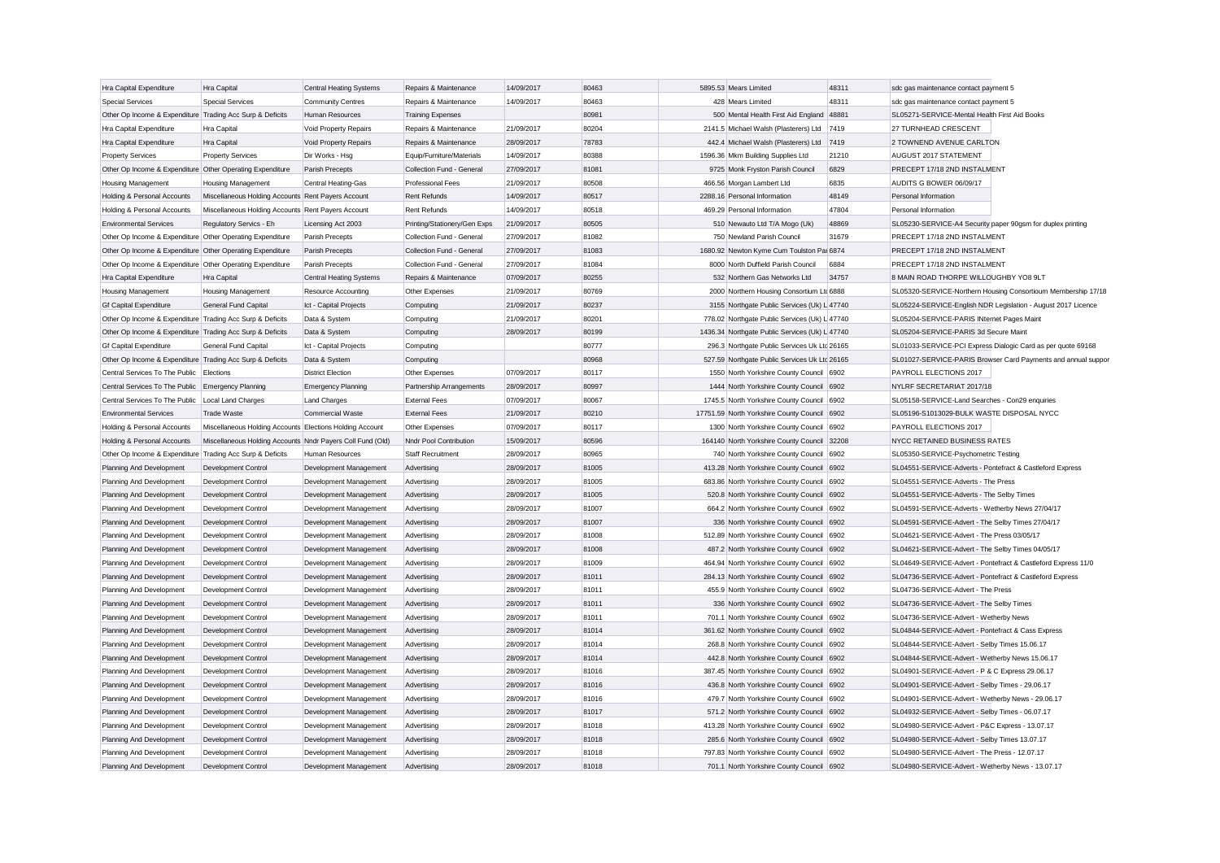| | | | | | | | | | |
|---|---|---|---|---|---|---|---|---|---|
| Hra Capital Expenditure | Hra Capital | Central Heating Systems | Repairs & Maintenance | 14/09/2017 | 80463 | 5895.53 | Mears Limited | 48311 | sdc gas maintenance contact payment 5 |
| Special Services | Special Services | Community Centres | Repairs & Maintenance | 14/09/2017 | 80463 | 428 | Mears Limited | 48311 | sdc gas maintenance contact payment 5 |
| Other Op Income & Expenditure | Trading Acc Surp & Deficits | Human Resources | Training Expenses | | 80981 | 500 | Mental Health First Aid England | 48881 | SL05271-SERVICE-Mental Health First Aid Books |
| Hra Capital Expenditure | Hra Capital | Void Property Repairs | Repairs & Maintenance | 21/09/2017 | 80204 | 2141.5 | Michael Walsh (Plasterers) Ltd | 7419 | 27 TURNHEAD CRESCENT |
| Hra Capital Expenditure | Hra Capital | Void Property Repairs | Repairs & Maintenance | 28/09/2017 | 78783 | 442.4 | Michael Walsh (Plasterers) Ltd | 7419 | 2 TOWNEND AVENUE CARLTON |
| Property Services | Property Services | Dir Works - Hsg | Equip/Furniture/Materials | 14/09/2017 | 80388 | 1596.36 | Mkm Building Supplies Ltd | 21210 | AUGUST 2017 STATEMENT |
| Other Op Income & Expenditure | Other Operating Expenditure | Parish Precepts | Collection Fund - General | 27/09/2017 | 81081 | 9725 | Monk Fryston Parish Council | 6829 | PRECEPT 17/18 2ND INSTALMENT |
| Housing Management | Housing Management | Central Heating-Gas | Professional Fees | 21/09/2017 | 80508 | 466.56 | Morgan Lambert Ltd | 6835 | AUDITS G BOWER 06/09/17 |
| Holding & Personal Accounts | Miscellaneous Holding Accounts | Rent Payers Account | Rent Refunds | 14/09/2017 | 80517 | 2288.16 | Personal Information | 48149 | Personal Information |
| Holding & Personal Accounts | Miscellaneous Holding Accounts | Rent Payers Account | Rent Refunds | 14/09/2017 | 80518 | 469.29 | Personal Information | 47804 | Personal Information |
| Environmental Services | Regulatory Servics - Eh | Licensing Act 2003 | Printing/Stationery/Gen Exps | 21/09/2017 | 80505 | 510 | Newauto Ltd T/A Mogo (Uk) | 48869 | SL05230-SERVICE-A4 Security paper 90gsm for duplex printing |
| Other Op Income & Expenditure | Other Operating Expenditure | Parish Precepts | Collection Fund - General | 27/09/2017 | 81082 | 750 | Newland Parish Council | 31679 | PRECEPT 17/18 2ND INSTALMENT |
| Other Op Income & Expenditure | Other Operating Expenditure | Parish Precepts | Collection Fund - General | 27/09/2017 | 81083 | 1680.92 | Newton Kyme Cum Toulston Par | 6874 | PRECEPT 17/18 2ND INSTALMENT |
| Other Op Income & Expenditure | Other Operating Expenditure | Parish Precepts | Collection Fund - General | 27/09/2017 | 81084 | 8000 | North Duffield Parish Council | 6884 | PRECEPT 17/18 2ND INSTALMENT |
| Hra Capital Expenditure | Hra Capital | Central Heating Systems | Repairs & Maintenance | 07/09/2017 | 80255 | 532 | Northern Gas Networks Ltd | 34757 | 8 MAIN ROAD THORPE WILLOUGHBY YO8 9LT |
| Housing Management | Housing Management | Resource Accounting | Other Expenses | 21/09/2017 | 80769 | 2000 | Northern Housing Consortium Ltd | 6888 | SL05320-SERVICE-Northern Housing Consortioum Membership 17/18 |
| Gf Capital Expenditure | General Fund Capital | Ict - Capital Projects | Computing | 21/09/2017 | 80237 | 3155 | Northgate Public Services (Uk) L | 47740 | SL05224-SERVICE-English NDR Legislation - August 2017 Licence |
| Other Op Income & Expenditure | Trading Acc Surp & Deficits | Data & System | Computing | 21/09/2017 | 80201 | 778.02 | Northgate Public Services (Uk) L | 47740 | SL05204-SERVICE-PARIS INternet Pages Maint |
| Other Op Income & Expenditure | Trading Acc Surp & Deficits | Data & System | Computing | 28/09/2017 | 80199 | 1436.34 | Northgate Public Services (Uk) L | 47740 | SL05204-SERVICE-PARIS 3d Secure Maint |
| Gf Capital Expenditure | General Fund Capital | Ict - Capital Projects | Computing | | 80777 | 296.3 | Northgate Public Services Uk Ltd | 26165 | SL01033-SERVICE-PCI Express Dialogic Card as per quote 69168 |
| Other Op Income & Expenditure | Trading Acc Surp & Deficits | Data & System | Computing | | 80968 | 527.59 | Northgate Public Services Uk Ltd | 26165 | SL01027-SERVICE-PARIS Browser Card Payments and annual suppor |
| Central Services To The Public | Elections | District Election | Other Expenses | 07/09/2017 | 80117 | 1550 | North Yorkshire County Council | 6902 | PAYROLL ELECTIONS 2017 |
| Central Services To The Public | Emergency Planning | Emergency Planning | Partnership Arrangements | 28/09/2017 | 80997 | 1444 | North Yorkshire County Council | 6902 | NYLRF SECRETARIAT 2017/18 |
| Central Services To The Public | Local Land Charges | Land Charges | External Fees | 07/09/2017 | 80067 | 1745.5 | North Yorkshire County Council | 6902 | SL05158-SERVICE-Land Searches - Con29 enquiries |
| Environmental Services | Trade Waste | Commercial Waste | External Fees | 21/09/2017 | 80210 | 17751.59 | North Yorkshire County Council | 6902 | SL05196-S1013029-BULK WASTE DISPOSAL NYCC |
| Holding & Personal Accounts | Miscellaneous Holding Accounts | Elections Holding Account | Other Expenses | 07/09/2017 | 80117 | 1300 | North Yorkshire County Council | 6902 | PAYROLL ELECTIONS 2017 |
| Holding & Personal Accounts | Miscellaneous Holding Accounts | Nndr Payers Coll Fund (Old) | Nndr Pool Contribution | 15/09/2017 | 80596 | 164140 | North Yorkshire County Council | 32208 | NYCC RETAINED BUSINESS RATES |
| Other Op Income & Expenditure | Trading Acc Surp & Deficits | Human Resources | Staff Recruitment | 28/09/2017 | 80965 | 740 | North Yorkshire County Council | 6902 | SL05350-SERVICE-Psychometric Testing |
| Planning And Development | Development Control | Development Management | Advertising | 28/09/2017 | 81005 | 413.28 | North Yorkshire County Council | 6902 | SL04551-SERVICE-Adverts - Pontefract & Castleford Express |
| Planning And Development | Development Control | Development Management | Advertising | 28/09/2017 | 81005 | 683.86 | North Yorkshire County Council | 6902 | SL04551-SERVICE-Adverts - The Press |
| Planning And Development | Development Control | Development Management | Advertising | 28/09/2017 | 81005 | 520.8 | North Yorkshire County Council | 6902 | SL04551-SERVICE-Adverts - The Selby Times |
| Planning And Development | Development Control | Development Management | Advertising | 28/09/2017 | 81007 | 664.2 | North Yorkshire County Council | 6902 | SL04591-SERVICE-Adverts - Wetherby News 27/04/17 |
| Planning And Development | Development Control | Development Management | Advertising | 28/09/2017 | 81007 | 336 | North Yorkshire County Council | 6902 | SL04591-SERVICE-Advert - The Selby Times 27/04/17 |
| Planning And Development | Development Control | Development Management | Advertising | 28/09/2017 | 81008 | 512.89 | North Yorkshire County Council | 6902 | SL04621-SERVICE-Advert - The Press 03/05/17 |
| Planning And Development | Development Control | Development Management | Advertising | 28/09/2017 | 81008 | 487.2 | North Yorkshire County Council | 6902 | SL04621-SERVICE-Advert - The Selby Times 04/05/17 |
| Planning And Development | Development Control | Development Management | Advertising | 28/09/2017 | 81009 | 464.94 | North Yorkshire County Council | 6902 | SL04649-SERVICE-Advert - Pontefract & Castleford Express 11/0 |
| Planning And Development | Development Control | Development Management | Advertising | 28/09/2017 | 81011 | 284.13 | North Yorkshire County Council | 6902 | SL04736-SERVICE-Advert - Pontefract & Castleford Express |
| Planning And Development | Development Control | Development Management | Advertising | 28/09/2017 | 81011 | 455.9 | North Yorkshire County Council | 6902 | SL04736-SERVICE-Advert - The Press |
| Planning And Development | Development Control | Development Management | Advertising | 28/09/2017 | 81011 | 336 | North Yorkshire County Council | 6902 | SL04736-SERVICE-Advert - The Selby Times |
| Planning And Development | Development Control | Development Management | Advertising | 28/09/2017 | 81011 | 701.1 | North Yorkshire County Council | 6902 | SL04736-SERVICE-Advert - Wetherby News |
| Planning And Development | Development Control | Development Management | Advertising | 28/09/2017 | 81014 | 361.62 | North Yorkshire County Council | 6902 | SL04844-SERVICE-Advert - Pontefract & Cass Express |
| Planning And Development | Development Control | Development Management | Advertising | 28/09/2017 | 81014 | 268.8 | North Yorkshire County Council | 6902 | SL04844-SERVICE-Advert - Selby Times 15.06.17 |
| Planning And Development | Development Control | Development Management | Advertising | 28/09/2017 | 81014 | 442.8 | North Yorkshire County Council | 6902 | SL04844-SERVICE-Advert - Wetherby News 15.06.17 |
| Planning And Development | Development Control | Development Management | Advertising | 28/09/2017 | 81016 | 387.45 | North Yorkshire County Council | 6902 | SL04901-SERVICE-Advert - P & C Express 29.06.17 |
| Planning And Development | Development Control | Development Management | Advertising | 28/09/2017 | 81016 | 436.8 | North Yorkshire County Council | 6902 | SL04901-SERVICE-Advert - Selby Times - 29.06.17 |
| Planning And Development | Development Control | Development Management | Advertising | 28/09/2017 | 81016 | 479.7 | North Yorkshire County Council | 6902 | SL04901-SERVICE-Advert - Wetherby News - 29.06.17 |
| Planning And Development | Development Control | Development Management | Advertising | 28/09/2017 | 81017 | 571.2 | North Yorkshire County Council | 6902 | SL04932-SERVICE-Advert - Selby Times - 06.07.17 |
| Planning And Development | Development Control | Development Management | Advertising | 28/09/2017 | 81018 | 413.28 | North Yorkshire County Council | 6902 | SL04980-SERVICE-Advert - P&C Express - 13.07.17 |
| Planning And Development | Development Control | Development Management | Advertising | 28/09/2017 | 81018 | 285.6 | North Yorkshire County Council | 6902 | SL04980-SERVICE-Advert - Selby Times 13.07.17 |
| Planning And Development | Development Control | Development Management | Advertising | 28/09/2017 | 81018 | 797.83 | North Yorkshire County Council | 6902 | SL04980-SERVICE-Advert - The Press - 12.07.17 |
| Planning And Development | Development Control | Development Management | Advertising | 28/09/2017 | 81018 | 701.1 | North Yorkshire County Council | 6902 | SL04980-SERVICE-Advert - Wetherby News - 13.07.17 |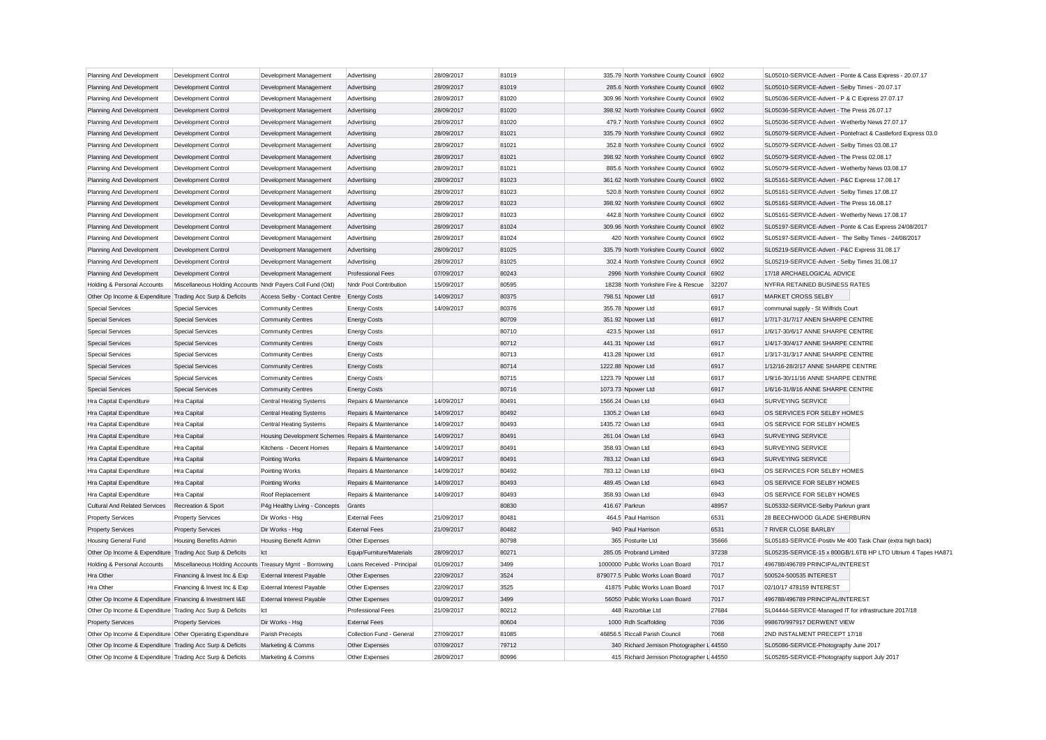| | | | | | | | | | |
|---|---|---|---|---|---|---|---|---|---|
| Planning And Development | Development Control | Development Management | Advertising | 28/09/2017 | 81019 | 335.79 | North Yorkshire County Council | 6902 | SL05010-SERVICE-Advert - Ponte & Cass Express - 20.07.17 |
| Planning And Development | Development Control | Development Management | Advertising | 28/09/2017 | 81019 | 285.6 | North Yorkshire County Council | 6902 | SL05010-SERVICE-Advert - Selby Times - 20.07.17 |
| Planning And Development | Development Control | Development Management | Advertising | 28/09/2017 | 81020 | 309.96 | North Yorkshire County Council | 6902 | SL05036-SERVICE-Advert - P & C Express 27.07.17 |
| Planning And Development | Development Control | Development Management | Advertising | 28/09/2017 | 81020 | 398.92 | North Yorkshire County Council | 6902 | SL05036-SERVICE-Advert - The Press 26.07.17 |
| Planning And Development | Development Control | Development Management | Advertising | 28/09/2017 | 81020 | 479.7 | North Yorkshire County Council | 6902 | SL05036-SERVICE-Advert - Wetherby News 27.07.17 |
| Planning And Development | Development Control | Development Management | Advertising | 28/09/2017 | 81021 | 335.79 | North Yorkshire County Council | 6902 | SL05079-SERVICE-Advert - Pontefract & Castleford Express 03.0 |
| Planning And Development | Development Control | Development Management | Advertising | 28/09/2017 | 81021 | 352.8 | North Yorkshire County Council | 6902 | SL05079-SERVICE-Advert - Selby Times 03.08.17 |
| Planning And Development | Development Control | Development Management | Advertising | 28/09/2017 | 81021 | 398.92 | North Yorkshire County Council | 6902 | SL05079-SERVICE-Advert - The Press 02.08.17 |
| Planning And Development | Development Control | Development Management | Advertising | 28/09/2017 | 81021 | 885.6 | North Yorkshire County Council | 6902 | SL05079-SERVICE-Advert - Wetherby News 03.08.17 |
| Planning And Development | Development Control | Development Management | Advertising | 28/09/2017 | 81023 | 361.62 | North Yorkshire County Council | 6902 | SL05161-SERVICE-Advert - P&C Express 17.08.17 |
| Planning And Development | Development Control | Development Management | Advertising | 28/09/2017 | 81023 | 520.8 | North Yorkshire County Council | 6902 | SL05161-SERVICE-Advert - Selby Times 17.08.17 |
| Planning And Development | Development Control | Development Management | Advertising | 28/09/2017 | 81023 | 398.92 | North Yorkshire County Council | 6902 | SL05161-SERVICE-Advert - The Press 16.08.17 |
| Planning And Development | Development Control | Development Management | Advertising | 28/09/2017 | 81023 | 442.8 | North Yorkshire County Council | 6902 | SL05161-SERVICE-Advert - Wetherby News 17.08.17 |
| Planning And Development | Development Control | Development Management | Advertising | 28/09/2017 | 81024 | 309.96 | North Yorkshire County Council | 6902 | SL05197-SERVICE-Advert - Ponte & Cas Express 24/08/2017 |
| Planning And Development | Development Control | Development Management | Advertising | 28/09/2017 | 81024 | 420 | North Yorkshire County Council | 6902 | SL05197-SERVICE-Advert - The Selby Times - 24/08/2017 |
| Planning And Development | Development Control | Development Management | Advertising | 28/09/2017 | 81025 | 335.79 | North Yorkshire County Council | 6902 | SL05219-SERVICE-Advert - P&C Express 31.08.17 |
| Planning And Development | Development Control | Development Management | Advertising | 28/09/2017 | 81025 | 302.4 | North Yorkshire County Council | 6902 | SL05219-SERVICE-Advert - Selby Times 31.08.17 |
| Planning And Development | Development Control | Development Management | Professional Fees | 07/09/2017 | 80243 | 2996 | North Yorkshire County Council | 6902 | 17/18 ARCHAEOLOGICAL ADVICE |
| Holding & Personal Accounts | Miscellaneous Holding Accounts | Nndr Payers Coll Fund (Old) | Nndr Pool Contribution | 15/09/2017 | 80595 | 18238 | North Yorkshire Fire & Rescue | 32207 | NYFRA RETAINED BUSINESS RATES |
| Other Op Income & Expenditure | Trading Acc Surp & Deficits | Access Selby - Contact Centre | Energy Costs | 14/09/2017 | 80375 | 798.51 | Npower Ltd | 6917 | MARKET CROSS SELBY |
| Special Services | Special Services | Community Centres | Energy Costs | 14/09/2017 | 80376 | 355.78 | Npower Ltd | 6917 | communal supply - St Wilfrids Court |
| Special Services | Special Services | Community Centres | Energy Costs | | 80709 | 351.92 | Npower Ltd | 6917 | 1/7/17-31/7/17 ANEN SHARPE CENTRE |
| Special Services | Special Services | Community Centres | Energy Costs | | 80710 | 423.5 | Npower Ltd | 6917 | 1/6/17-30/6/17 ANNE SHARPE CENTRE |
| Special Services | Special Services | Community Centres | Energy Costs | | 80712 | 441.31 | Npower Ltd | 6917 | 1/4/17-30/4/17 ANNE SHARPE CENTRE |
| Special Services | Special Services | Community Centres | Energy Costs | | 80713 | 413.28 | Npower Ltd | 6917 | 1/3/17-31/3/17 ANNE SHARPE CENTRE |
| Special Services | Special Services | Community Centres | Energy Costs | | 80714 | 1222.88 | Npower Ltd | 6917 | 1/12/16-28/2/17 ANNE SHARPE CENTRE |
| Special Services | Special Services | Community Centres | Energy Costs | | 80715 | 1223.79 | Npower Ltd | 6917 | 1/9/16-30/11/16 ANNE SHARPE CENTRE |
| Special Services | Special Services | Community Centres | Energy Costs | | 80716 | 1073.73 | Npower Ltd | 6917 | 1/6/16-31/8/16 ANNE SHARPE CENTRE |
| Hra Capital Expenditure | Hra Capital | Central Heating Systems | Repairs & Maintenance | 14/09/2017 | 80491 | 1566.24 | Owan Ltd | 6943 | SURVEYING SERVICE |
| Hra Capital Expenditure | Hra Capital | Central Heating Systems | Repairs & Maintenance | 14/09/2017 | 80492 | 1305.2 | Owan Ltd | 6943 | OS SERVICES FOR SELBY HOMES |
| Hra Capital Expenditure | Hra Capital | Central Heating Systems | Repairs & Maintenance | 14/09/2017 | 80493 | 1435.72 | Owan Ltd | 6943 | OS SERVICE FOR SELBY HOMES |
| Hra Capital Expenditure | Hra Capital | Housing Development Schemes | Repairs & Maintenance | 14/09/2017 | 80491 | 261.04 | Owan Ltd | 6943 | SURVEYING SERVICE |
| Hra Capital Expenditure | Hra Capital | Kitchens - Decent Homes | Repairs & Maintenance | 14/09/2017 | 80491 | 358.93 | Owan Ltd | 6943 | SURVEYING SERVICE |
| Hra Capital Expenditure | Hra Capital | Pointing Works | Repairs & Maintenance | 14/09/2017 | 80491 | 783.12 | Owan Ltd | 6943 | SURVEYING SERVICE |
| Hra Capital Expenditure | Hra Capital | Pointing Works | Repairs & Maintenance | 14/09/2017 | 80492 | 783.12 | Owan Ltd | 6943 | OS SERVICES FOR SELBY HOMES |
| Hra Capital Expenditure | Hra Capital | Pointing Works | Repairs & Maintenance | 14/09/2017 | 80493 | 489.45 | Owan Ltd | 6943 | OS SERVICE FOR SELBY HOMES |
| Hra Capital Expenditure | Hra Capital | Roof Replacement | Repairs & Maintenance | 14/09/2017 | 80493 | 358.93 | Owan Ltd | 6943 | OS SERVICE FOR SELBY HOMES |
| Cultural And Related Services | Recreation & Sport | P4g Healthy Living - Concepts | Grants | | 80830 | 416.67 | Parkrun | 48957 | SL05332-SERVICE-Selby Parkrun grant |
| Property Services | Property Services | Dir Works - Hsg | External Fees | 21/09/2017 | 80481 | 464.5 | Paul Harrison | 6531 | 28 BEECHWOOD GLADE SHERBURN |
| Property Services | Property Services | Dir Works - Hsg | External Fees | 21/09/2017 | 80482 | 940 | Paul Harrison | 6531 | 7 RIVER CLOSE BARLBY |
| Housing General Fund | Housing Benefits Admin | Housing Benefit Admin | Other Expenses | | 80798 | 365 | Posturite Ltd | 35666 | SL05183-SERVICE-Positiv Me 400 Task Chair (extra high back) |
| Other Op Income & Expenditure | Trading Acc Surp & Deficits | Ict | Equip/Furniture/Materials | 28/09/2017 | 80271 | 285.05 | Probrand Limited | 37238 | SL05235-SERVICE-15 x 800GB/1.6TB HP LTO Ultrium 4 Tapes HA871 |
| Holding & Personal Accounts | Miscellaneous Holding Accounts | Treasury Mgmt - Borrowing | Loans Received - Principal | 01/09/2017 | 3499 | 1000000 | Public Works Loan Board | 7017 | 496788/496789 PRINCIPAL/INTEREST |
| Hra Other | Financing & Invest Inc & Exp | External Interest Payable | Other Expenses | 22/09/2017 | 3524 | 879077.5 | Public Works Loan Board | 7017 | 500524-500535 INTEREST |
| Hra Other | Financing & Invest Inc & Exp | External Interest Payable | Other Expenses | 22/09/2017 | 3525 | 41875 | Public Works Loan Board | 7017 | 02/10/17 478159 INTEREST |
| Other Op Income & Expenditure | Financing & Investment I&E | External Interest Payable | Other Expenses | 01/09/2017 | 3499 | 56050 | Public Works Loan Board | 7017 | 496788/496789 PRINCIPAL/INTEREST |
| Other Op Income & Expenditure | Trading Acc Surp & Deficits | Ict | Professional Fees | 21/09/2017 | 80212 | 448 | Razorblue Ltd | 27684 | SL04444-SERVICE-Managed IT for infrastructure 2017/18 |
| Property Services | Property Services | Dir Works - Hsg | External Fees | | 80604 | 1000 | Rdh Scaffolding | 7036 | 998670/997917 DERWENT VIEW |
| Other Op Income & Expenditure | Other Operating Expenditure | Parish Precepts | Collection Fund - General | 27/09/2017 | 81085 | 46856.5 | Riccall Parish Council | 7068 | 2ND INSTALMENT PRECEPT 17/18 |
| Other Op Income & Expenditure | Trading Acc Surp & Deficits | Marketing & Comms | Other Expenses | 07/09/2017 | 79712 | 340 | Richard Jemison Photographer L | 44550 | SL05086-SERVICE-Photography June 2017 |
| Other Op Income & Expenditure | Trading Acc Surp & Deficits | Marketing & Comms | Other Expenses | 28/09/2017 | 80996 | 415 | Richard Jemison Photographer L | 44550 | SL05265-SERVICE-Photography support July 2017 |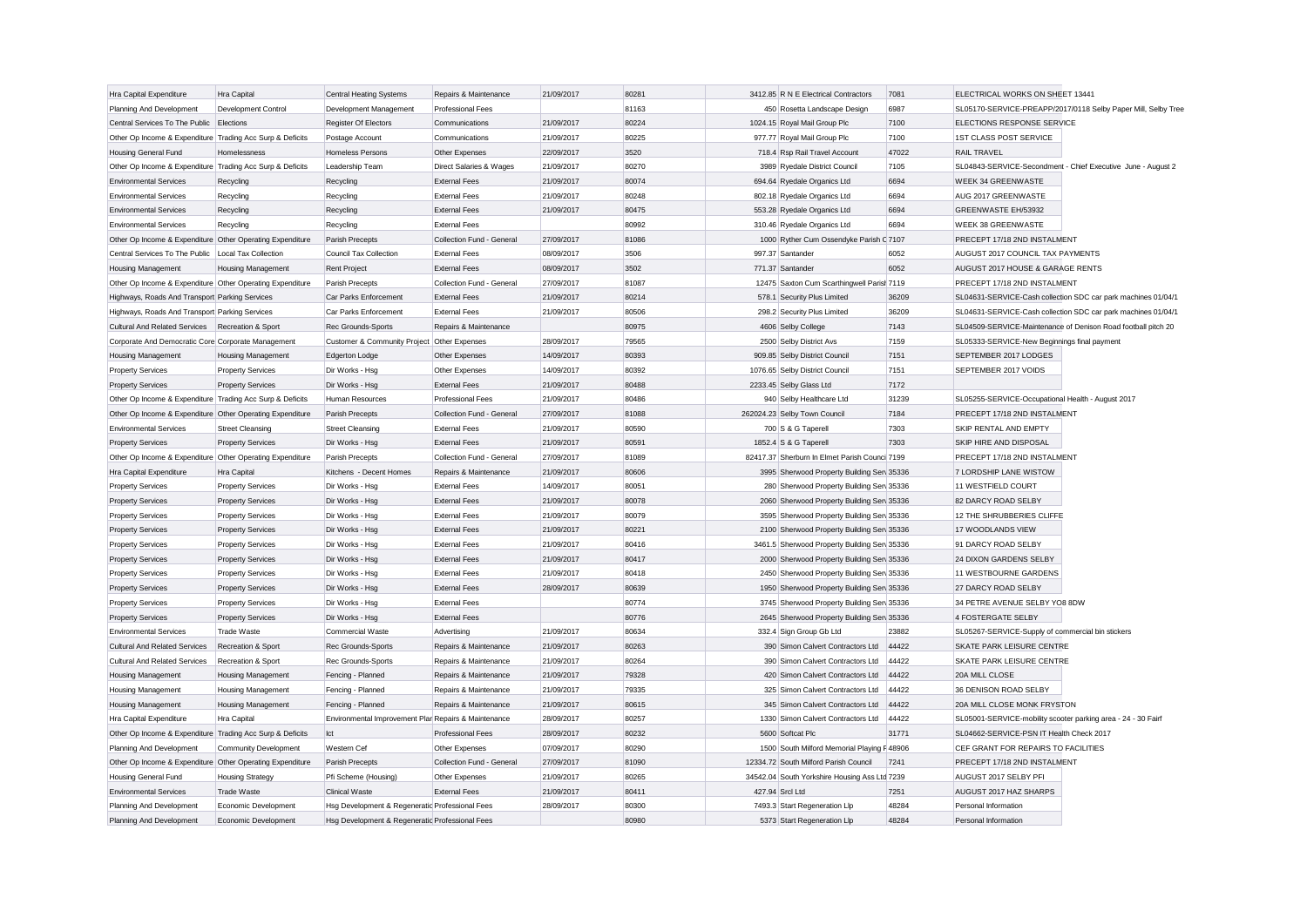| Hra Capital Expenditure | Hra Capital | Central Heating Systems | Repairs & Maintenance | 21/09/2017 | 80281 | 3412.85 | R N E Electrical Contractors | 7081 | ELECTRICAL WORKS ON SHEET 13441 |
|---|---|---|---|---|---|---|---|---|---|
| Planning And Development | Development Control | Development Management | Professional Fees | | 81163 | 450 | Rosetta Landscape Design | 6987 | SL05170-SERVICE-PREAPP/2017/0118 Selby Paper Mill, Selby Tree |
| Central Services To The Public | Elections | Register Of Electors | Communications | 21/09/2017 | 80224 | 1024.15 | Royal Mail Group Plc | 7100 | ELECTIONS RESPONSE SERVICE |
| Other Op Income & Expenditure | Trading Acc Surp & Deficits | Postage Account | Communications | 21/09/2017 | 80225 | 977.77 | Royal Mail Group Plc | 7100 | 1ST CLASS POST SERVICE |
| Housing General Fund | Homelessness | Homeless Persons | Other Expenses | 22/09/2017 | 3520 | 718.4 | Rsp Rail Travel Account | 47022 | RAIL TRAVEL |
| Other Op Income & Expenditure | Trading Acc Surp & Deficits | Leadership Team | Direct Salaries & Wages | 21/09/2017 | 80270 | 3989 | Ryedale District Council | 7105 | SL04843-SERVICE-Secondment - Chief Executive June - August 2 |
| Environmental Services | Recycling | Recycling | External Fees | 21/09/2017 | 80074 | 694.64 | Ryedale Organics Ltd | 6694 | WEEK 34 GREENWASTE |
| Environmental Services | Recycling | Recycling | External Fees | 21/09/2017 | 80248 | 802.18 | Ryedale Organics Ltd | 6694 | AUG 2017 GREENWASTE |
| Environmental Services | Recycling | Recycling | External Fees | 21/09/2017 | 80475 | 553.28 | Ryedale Organics Ltd | 6694 | GREENWASTE EH/53932 |
| Environmental Services | Recycling | Recycling | External Fees | | 80992 | 310.46 | Ryedale Organics Ltd | 6694 | WEEK 38 GREENWASTE |
| Other Op Income & Expenditure | Other Operating Expenditure | Parish Precepts | Collection Fund - General | 27/09/2017 | 81086 | 1000 | Ryther Cum Ossendyke Parish C | 7107 | PRECEPT 17/18 2ND INSTALMENT |
| Central Services To The Public | Local Tax Collection | Council Tax Collection | External Fees | 08/09/2017 | 3506 | 997.37 | Santander | 6052 | AUGUST 2017 COUNCIL TAX PAYMENTS |
| Housing Management | Housing Management | Rent Project | External Fees | 08/09/2017 | 3502 | 771.37 | Santander | 6052 | AUGUST 2017 HOUSE & GARAGE RENTS |
| Other Op Income & Expenditure | Other Operating Expenditure | Parish Precepts | Collection Fund - General | 27/09/2017 | 81087 | 12475 | Saxton Cum Scarthingwell Parish | 7119 | PRECEPT 17/18 2ND INSTALMENT |
| Highways, Roads And Transport | Parking Services | Car Parks Enforcement | External Fees | 21/09/2017 | 80214 | 578.1 | Security Plus Limited | 36209 | SL04631-SERVICE-Cash collection SDC car park machines 01/04/1 |
| Highways, Roads And Transport | Parking Services | Car Parks Enforcement | External Fees | 21/09/2017 | 80506 | 298.2 | Security Plus Limited | 36209 | SL04631-SERVICE-Cash collection SDC car park machines 01/04/1 |
| Cultural And Related Services | Recreation & Sport | Rec Grounds-Sports | Repairs & Maintenance | | 80975 | 4606 | Selby College | 7143 | SL04509-SERVICE-Maintenance of Denison Road football pitch 20 |
| Corporate And Democratic Core | Corporate Management | Customer & Community Project | Other Expenses | 28/09/2017 | 79565 | 2500 | Selby District Avs | 7159 | SL05333-SERVICE-New Beginnings final payment |
| Housing Management | Housing Management | Edgerton Lodge | Other Expenses | 14/09/2017 | 80393 | 909.85 | Selby District Council | 7151 | SEPTEMBER 2017 LODGES |
| Property Services | Property Services | Dir Works - Hsg | Other Expenses | 14/09/2017 | 80392 | 1076.65 | Selby District Council | 7151 | SEPTEMBER 2017 VOIDS |
| Property Services | Property Services | Dir Works - Hsg | External Fees | 21/09/2017 | 80488 | 2233.45 | Selby Glass Ltd | 7172 | |
| Other Op Income & Expenditure | Trading Acc Surp & Deficits | Human Resources | Professional Fees | 21/09/2017 | 80486 | 940 | Selby Healthcare Ltd | 31239 | SL05255-SERVICE-Occupational Health - August 2017 |
| Other Op Income & Expenditure | Other Operating Expenditure | Parish Precepts | Collection Fund - General | 27/09/2017 | 81088 | 262024.23 | Selby Town Council | 7184 | PRECEPT 17/18 2ND INSTALMENT |
| Environmental Services | Street Cleansing | Street Cleansing | External Fees | 21/09/2017 | 80590 | 700 | S & G Taperell | 7303 | SKIP RENTAL AND EMPTY |
| Property Services | Property Services | Dir Works - Hsg | External Fees | 21/09/2017 | 80591 | 1852.4 | S & G Taperell | 7303 | SKIP HIRE AND DISPOSAL |
| Other Op Income & Expenditure | Other Operating Expenditure | Parish Precepts | Collection Fund - General | 27/09/2017 | 81089 | 82417.37 | Sherburn In Elmet Parish Counci | 7199 | PRECEPT 17/18 2ND INSTALMENT |
| Hra Capital Expenditure | Hra Capital | Kitchens - Decent Homes | Repairs & Maintenance | 21/09/2017 | 80606 | 3995 | Sherwood Property Building Serv | 35336 | 7 LORDSHIP LANE WISTOW |
| Property Services | Property Services | Dir Works - Hsg | External Fees | 14/09/2017 | 80051 | 280 | Sherwood Property Building Serv | 35336 | 11 WESTFIELD COURT |
| Property Services | Property Services | Dir Works - Hsg | External Fees | 21/09/2017 | 80078 | 2060 | Sherwood Property Building Serv | 35336 | 82 DARCY ROAD SELBY |
| Property Services | Property Services | Dir Works - Hsg | External Fees | 21/09/2017 | 80079 | 3595 | Sherwood Property Building Serv | 35336 | 12 THE SHRUBBERIES CLIFFE |
| Property Services | Property Services | Dir Works - Hsg | External Fees | 21/09/2017 | 80221 | 2100 | Sherwood Property Building Serv | 35336 | 17 WOODLANDS VIEW |
| Property Services | Property Services | Dir Works - Hsg | External Fees | 21/09/2017 | 80416 | 3461.5 | Sherwood Property Building Serv | 35336 | 91 DARCY ROAD SELBY |
| Property Services | Property Services | Dir Works - Hsg | External Fees | 21/09/2017 | 80417 | 2000 | Sherwood Property Building Serv | 35336 | 24 DIXON GARDENS SELBY |
| Property Services | Property Services | Dir Works - Hsg | External Fees | 21/09/2017 | 80418 | 2450 | Sherwood Property Building Serv | 35336 | 11 WESTBOURNE GARDENS |
| Property Services | Property Services | Dir Works - Hsg | External Fees | 28/09/2017 | 80639 | 1950 | Sherwood Property Building Serv | 35336 | 27 DARCY ROAD SELBY |
| Property Services | Property Services | Dir Works - Hsg | External Fees | | 80774 | 3745 | Sherwood Property Building Serv | 35336 | 34 PETRE AVENUE SELBY YO8 8DW |
| Property Services | Property Services | Dir Works - Hsg | External Fees | | 80776 | 2645 | Sherwood Property Building Serv | 35336 | 4 FOSTERGATE SELBY |
| Environmental Services | Trade Waste | Commercial Waste | Advertising | 21/09/2017 | 80634 | 332.4 | Sign Group Gb Ltd | 23882 | SL05267-SERVICE-Supply of commercial bin stickers |
| Cultural And Related Services | Recreation & Sport | Rec Grounds-Sports | Repairs & Maintenance | 21/09/2017 | 80263 | 390 | Simon Calvert Contractors Ltd | 44422 | SKATE PARK LEISURE CENTRE |
| Cultural And Related Services | Recreation & Sport | Rec Grounds-Sports | Repairs & Maintenance | 21/09/2017 | 80264 | 390 | Simon Calvert Contractors Ltd | 44422 | SKATE PARK LEISURE CENTRE |
| Housing Management | Housing Management | Fencing - Planned | Repairs & Maintenance | 21/09/2017 | 79328 | 420 | Simon Calvert Contractors Ltd | 44422 | 20A MILL CLOSE |
| Housing Management | Housing Management | Fencing - Planned | Repairs & Maintenance | 21/09/2017 | 79335 | 325 | Simon Calvert Contractors Ltd | 44422 | 36 DENISON ROAD SELBY |
| Housing Management | Housing Management | Fencing - Planned | Repairs & Maintenance | 21/09/2017 | 80615 | 345 | Simon Calvert Contractors Ltd | 44422 | 20A MILL CLOSE MONK FRYSTON |
| Hra Capital Expenditure | Hra Capital | Environmental Improvement Plan | Repairs & Maintenance | 28/09/2017 | 80257 | 1330 | Simon Calvert Contractors Ltd | 44422 | SL05001-SERVICE-mobility scooter parking area - 24 - 30 Fairf |
| Other Op Income & Expenditure | Trading Acc Surp & Deficits | Ict | Professional Fees | 28/09/2017 | 80232 | 5600 | Softcat Plc | 31771 | SL04662-SERVICE-PSN IT Health Check 2017 |
| Planning And Development | Community Development | Western Cef | Other Expenses | 07/09/2017 | 80290 | 1500 | South Milford Memorial Playing F | 48906 | CEF GRANT FOR REPAIRS TO FACILITIES |
| Other Op Income & Expenditure | Other Operating Expenditure | Parish Precepts | Collection Fund - General | 27/09/2017 | 81090 | 12334.72 | South Milford Parish Council | 7241 | PRECEPT 17/18 2ND INSTALMENT |
| Housing General Fund | Housing Strategy | Pfi Scheme (Housing) | Other Expenses | 21/09/2017 | 80265 | 34542.04 | South Yorkshire Housing Ass Ltd | 7239 | AUGUST 2017 SELBY PFI |
| Environmental Services | Trade Waste | Clinical Waste | External Fees | 21/09/2017 | 80411 | 427.94 | Srcl Ltd | 7251 | AUGUST 2017 HAZ SHARPS |
| Planning And Development | Economic Development | Hsg Development & Regeneratio | Professional Fees | 28/09/2017 | 80300 | 7493.3 | Start Regeneration Llp | 48284 | Personal Information |
| Planning And Development | Economic Development | Hsg Development & Regeneratio | Professional Fees | | 80980 | 5373 | Start Regeneration Llp | 48284 | Personal Information |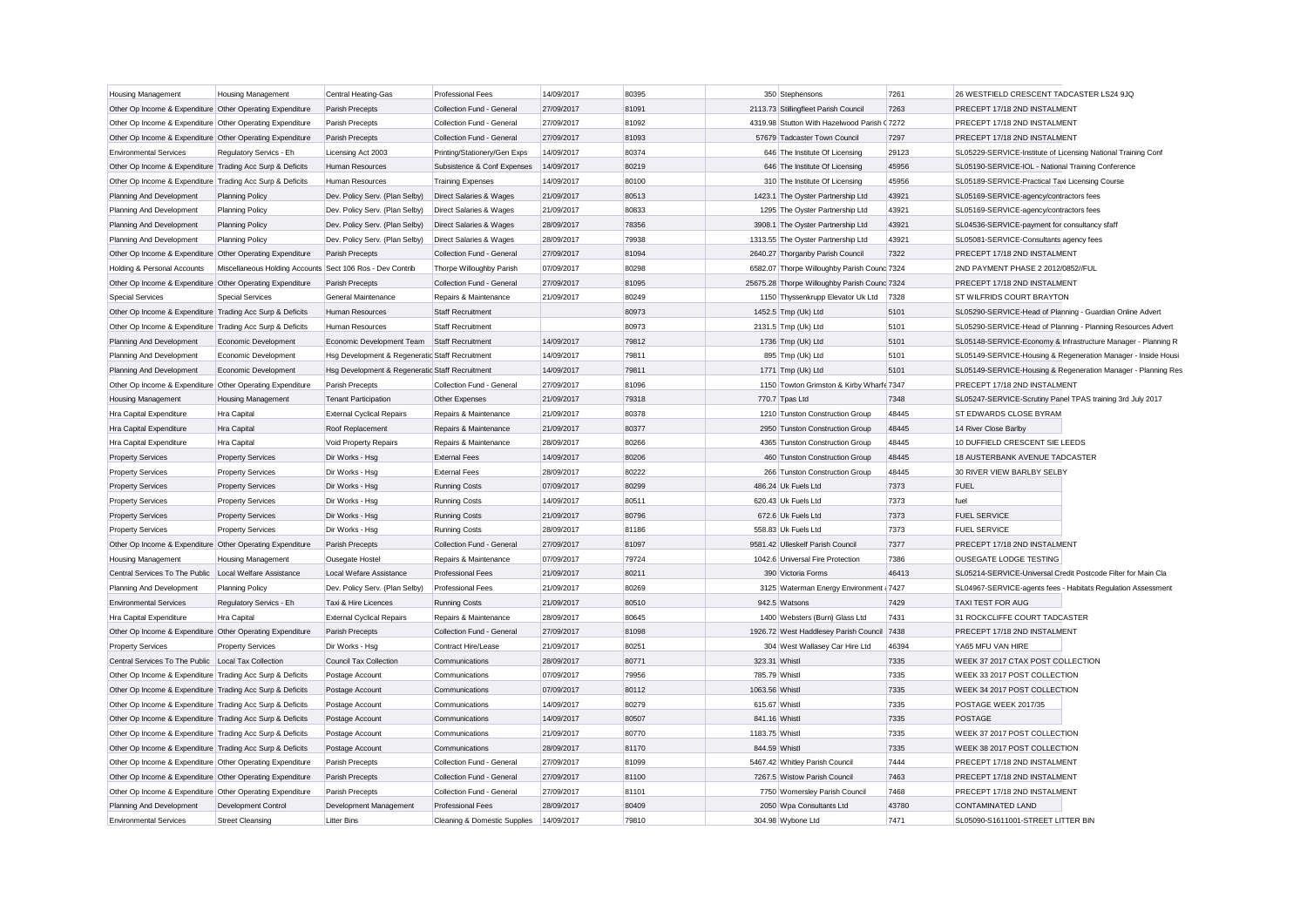| Housing Management | Housing Management | Central Heating-Gas | Professional Fees | 14/09/2017 | 80395 | 350 | Stephensons | 7261 | 26 WESTFIELD CRESCENT TADCASTER LS24 9JQ |
|---|---|---|---|---|---|---|---|---|---|
| Other Op Income & Expenditure | Other Operating Expenditure | Parish Precepts | Collection Fund - General | 27/09/2017 | 81091 | 2113.73 | Stillingfleet Parish Council | 7263 | PRECEPT 17/18 2ND INSTALMENT |
| Other Op Income & Expenditure | Other Operating Expenditure | Parish Precepts | Collection Fund - General | 27/09/2017 | 81092 | 4319.98 | Stutton With Hazelwood Parish C | 7272 | PRECEPT 17/18 2ND INSTALMENT |
| Other Op Income & Expenditure | Other Operating Expenditure | Parish Precepts | Collection Fund - General | 27/09/2017 | 81093 | 57679 | Tadcaster Town Council | 7297 | PRECEPT 17/18 2ND INSTALMENT |
| Environmental Services | Regulatory Servics - Eh | Licensing Act 2003 | Printing/Stationery/Gen Exps | 14/09/2017 | 80374 | 646 | The Institute Of Licensing | 29123 | SL05229-SERVICE-Institute of Licensing National Training Conf |
| Other Op Income & Expenditure | Trading Acc Surp & Deficits | Human Resources | Subsistence & Conf Expenses | 14/09/2017 | 80219 | 646 | The Institute Of Licensing | 45956 | SL05190-SERVICE-IOL - National Training Conference |
| Other Op Income & Expenditure | Trading Acc Surp & Deficits | Human Resources | Training Expenses | 14/09/2017 | 80100 | 310 | The Institute Of Licensing | 45956 | SL05189-SERVICE-Practical Taxi Licensing Course |
| Planning And Development | Planning Policy | Dev. Policy Serv. (Plan Selby) | Direct Salaries & Wages | 21/09/2017 | 80513 | 1423.1 | The Oyster Partnership Ltd | 43921 | SL05169-SERVICE-agency/contractors fees |
| Planning And Development | Planning Policy | Dev. Policy Serv. (Plan Selby) | Direct Salaries & Wages | 21/09/2017 | 80833 | 1295 | The Oyster Partnership Ltd | 43921 | SL05169-SERVICE-agency/contractors fees |
| Planning And Development | Planning Policy | Dev. Policy Serv. (Plan Selby) | Direct Salaries & Wages | 28/09/2017 | 78356 | 3908.1 | The Oyster Partnership Ltd | 43921 | SL04536-SERVICE-payment for consultancy sfaff |
| Planning And Development | Planning Policy | Dev. Policy Serv. (Plan Selby) | Direct Salaries & Wages | 28/09/2017 | 79938 | 1313.55 | The Oyster Partnership Ltd | 43921 | SL05081-SERVICE-Consultants agency fees |
| Other Op Income & Expenditure | Other Operating Expenditure | Parish Precepts | Collection Fund - General | 27/09/2017 | 81094 | 2640.27 | Thorganby Parish Council | 7322 | PRECEPT 17/18 2ND INSTALMENT |
| Holding & Personal Accounts | Miscellaneous Holding Accounts | Sect 106 Ros - Dev Contrib | Thorpe Willoughby Parish | 07/09/2017 | 80298 | 6582.07 | Thorpe Willoughby Parish Counc | 7324 | 2ND PAYMENT PHASE 2 2012/0852//FUL |
| Other Op Income & Expenditure | Other Operating Expenditure | Parish Precepts | Collection Fund - General | 27/09/2017 | 81095 | 25675.28 | Thorpe Willoughby Parish Counc | 7324 | PRECEPT 17/18 2ND INSTALMENT |
| Special Services | Special Services | General Maintenance | Repairs & Maintenance | 21/09/2017 | 80249 | 1150 | Thyssenkrupp Elevator Uk Ltd | 7328 | ST WILFRIDS COURT BRAYTON |
| Other Op Income & Expenditure | Trading Acc Surp & Deficits | Human Resources | Staff Recruitment | | 80973 | 1452.5 | Tmp (Uk) Ltd | 5101 | SL05290-SERVICE-Head of Planning - Guardian Online Advert |
| Other Op Income & Expenditure | Trading Acc Surp & Deficits | Human Resources | Staff Recruitment | | 80973 | 2131.5 | Tmp (Uk) Ltd | 5101 | SL05290-SERVICE-Head of Planning - Planning Resources Advert |
| Planning And Development | Economic Development | Economic Development Team | Staff Recruitment | 14/09/2017 | 79812 | 1736 | Tmp (Uk) Ltd | 5101 | SL05148-SERVICE-Economy & Infrastructure Manager - Planning R |
| Planning And Development | Economic Development | Hsg Development & Regeneratic | Staff Recruitment | 14/09/2017 | 79811 | 895 | Tmp (Uk) Ltd | 5101 | SL05149-SERVICE-Housing & Regeneration Manager - Inside Housi |
| Planning And Development | Economic Development | Hsg Development & Regeneratic | Staff Recruitment | 14/09/2017 | 79811 | 1771 | Tmp (Uk) Ltd | 5101 | SL05149-SERVICE-Housing & Regeneration Manager - Planning Res |
| Other Op Income & Expenditure | Other Operating Expenditure | Parish Precepts | Collection Fund - General | 27/09/2017 | 81096 | 1150 | Towton Grimston & Kirby Wharfe | 7347 | PRECEPT 17/18 2ND INSTALMENT |
| Housing Management | Housing Management | Tenant Participation | Other Expenses | 21/09/2017 | 79318 | 770.7 | Tpas Ltd | 7348 | SL05247-SERVICE-Scrutiny Panel TPAS training 3rd July 2017 |
| Hra Capital Expenditure | Hra Capital | External Cyclical Repairs | Repairs & Maintenance | 21/09/2017 | 80378 | 1210 | Tunston Construction Group | 48445 | ST EDWARDS CLOSE BYRAM |
| Hra Capital Expenditure | Hra Capital | Roof Replacement | Repairs & Maintenance | 21/09/2017 | 80377 | 2950 | Tunston Construction Group | 48445 | 14 River Close Barlby |
| Hra Capital Expenditure | Hra Capital | Void Property Repairs | Repairs & Maintenance | 28/09/2017 | 80266 | 4365 | Tunston Construction Group | 48445 | 10 DUFFIELD CRESCENT SIE LEEDS |
| Property Services | Property Services | Dir Works - Hsg | External Fees | 14/09/2017 | 80206 | 460 | Tunston Construction Group | 48445 | 18 AUSTERBANK AVENUE TADCASTER |
| Property Services | Property Services | Dir Works - Hsg | External Fees | 28/09/2017 | 80222 | 266 | Tunston Construction Group | 48445 | 30 RIVER VIEW BARLBY SELBY |
| Property Services | Property Services | Dir Works - Hsg | Running Costs | 07/09/2017 | 80299 | 486.24 | Uk Fuels Ltd | 7373 | FUEL |
| Property Services | Property Services | Dir Works - Hsg | Running Costs | 14/09/2017 | 80511 | 620.43 | Uk Fuels Ltd | 7373 | fuel |
| Property Services | Property Services | Dir Works - Hsg | Running Costs | 21/09/2017 | 80796 | 672.6 | Uk Fuels Ltd | 7373 | FUEL SERVICE |
| Property Services | Property Services | Dir Works - Hsg | Running Costs | 28/09/2017 | 81186 | 558.83 | Uk Fuels Ltd | 7373 | FUEL SERVICE |
| Other Op Income & Expenditure | Other Operating Expenditure | Parish Precepts | Collection Fund - General | 27/09/2017 | 81097 | 9581.42 | Ulleskelf Parish Council | 7377 | PRECEPT 17/18 2ND INSTALMENT |
| Housing Management | Housing Management | Ousegate Hostel | Repairs & Maintenance | 07/09/2017 | 79724 | 1042.6 | Universal Fire Protection | 7386 | OUSEGATE LODGE TESTING |
| Central Services To The Public | Local Welfare Assistance | Local Wefare Assistance | Professional Fees | 21/09/2017 | 80211 | 390 | Victoria Forms | 46413 | SL05214-SERVICE-Universal Credit Postcode Filter for Main Cla |
| Planning And Development | Planning Policy | Dev. Policy Serv. (Plan Selby) | Professional Fees | 21/09/2017 | 80269 | 3125 | Waterman Energy Environment | 7427 | SL04967-SERVICE-agents fees - Habitats Regulation Assessment |
| Environmental Services | Regulatory Servics - Eh | Taxi & Hire Licences | Running Costs | 21/09/2017 | 80510 | 942.5 | Watsons | 7429 | TAXI TEST FOR AUG |
| Hra Capital Expenditure | Hra Capital | External Cyclical Repairs | Repairs & Maintenance | 28/09/2017 | 80645 | 1400 | Websters (Burn) Glass Ltd | 7431 | 31 ROCKCLIFFE COURT TADCASTER |
| Other Op Income & Expenditure | Other Operating Expenditure | Parish Precepts | Collection Fund - General | 27/09/2017 | 81098 | 1926.72 | West Haddlesey Parish Council | 7438 | PRECEPT 17/18 2ND INSTALMENT |
| Property Services | Property Services | Dir Works - Hsg | Contract Hire/Lease | 21/09/2017 | 80251 | 304 | West Wallasey Car Hire Ltd | 46394 | YA65 MFU VAN HIRE |
| Central Services To The Public | Local Tax Collection | Council Tax Collection | Communications | 28/09/2017 | 80771 | 323.31 | Whistl | 7335 | WEEK 37 2017 CTAX POST COLLECTION |
| Other Op Income & Expenditure | Trading Acc Surp & Deficits | Postage Account | Communications | 07/09/2017 | 79956 | 785.79 | Whistl | 7335 | WEEK 33 2017 POST COLLECTION |
| Other Op Income & Expenditure | Trading Acc Surp & Deficits | Postage Account | Communications | 07/09/2017 | 80112 | 1063.56 | Whistl | 7335 | WEEK 34 2017 POST COLLECTION |
| Other Op Income & Expenditure | Trading Acc Surp & Deficits | Postage Account | Communications | 14/09/2017 | 80279 | 615.67 | Whistl | 7335 | POSTAGE WEEK 2017/35 |
| Other Op Income & Expenditure | Trading Acc Surp & Deficits | Postage Account | Communications | 14/09/2017 | 80507 | 841.16 | Whistl | 7335 | POSTAGE |
| Other Op Income & Expenditure | Trading Acc Surp & Deficits | Postage Account | Communications | 21/09/2017 | 80770 | 1183.75 | Whistl | 7335 | WEEK 37 2017 POST COLLECTION |
| Other Op Income & Expenditure | Trading Acc Surp & Deficits | Postage Account | Communications | 28/09/2017 | 81170 | 844.59 | Whistl | 7335 | WEEK 38 2017 POST COLLECTION |
| Other Op Income & Expenditure | Other Operating Expenditure | Parish Precepts | Collection Fund - General | 27/09/2017 | 81099 | 5467.42 | Whitley Parish Council | 7444 | PRECEPT 17/18 2ND INSTALMENT |
| Other Op Income & Expenditure | Other Operating Expenditure | Parish Precepts | Collection Fund - General | 27/09/2017 | 81100 | 7267.5 | Wistow Parish Council | 7463 | PRECEPT 17/18 2ND INSTALMENT |
| Other Op Income & Expenditure | Other Operating Expenditure | Parish Precepts | Collection Fund - General | 27/09/2017 | 81101 | 7750 | Womersley Parish Council | 7468 | PRECEPT 17/18 2ND INSTALMENT |
| Planning And Development | Development Control | Development Management | Professional Fees | 28/09/2017 | 80409 | 2050 | Wpa Consultants Ltd | 43780 | CONTAMINATED LAND |
| Environmental Services | Street Cleansing | Litter Bins | Cleaning & Domestic Supplies | 14/09/2017 | 79810 | 304.98 | Wybone Ltd | 7471 | SL05090-S1611001-STREET LITTER BIN |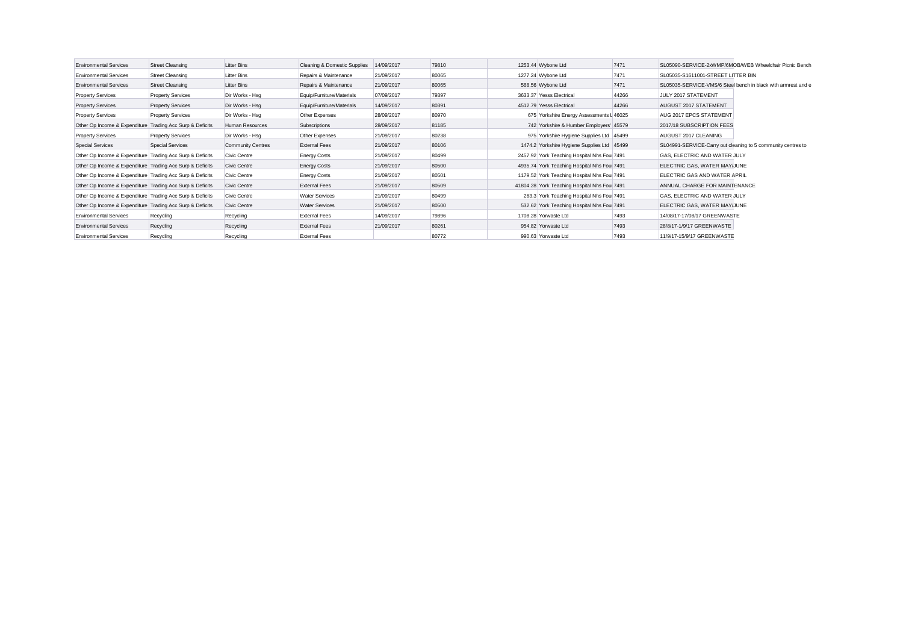| | | | | | | | | | |
|---|---|---|---|---|---|---|---|---|---|
| Environmental Services | Street Cleansing | Litter Bins | Cleaning & Domestic Supplies | 14/09/2017 | 79810 | 1253.44 | Wybone Ltd | 7471 | SL05090-SERVICE-2xWMP/6MOB/WEB Wheelchair Picnic Bench |
| Environmental Services | Street Cleansing | Litter Bins | Repairs & Maintenance | 21/09/2017 | 80065 | 1277.24 | Wybone Ltd | 7471 | SL05035-S1611001-STREET LITTER BIN |
| Environmental Services | Street Cleansing | Litter Bins | Repairs & Maintenance | 21/09/2017 | 80065 | 568.56 | Wybone Ltd | 7471 | SL05035-SERVICE-VMS/6 Steel bench in black with armrest and e |
| Property Services | Property Services | Dir Works - Hsg | Equip/Furniture/Materials | 07/09/2017 | 79397 | 3633.37 | Yesss Electrical | 44266 | JULY 2017 STATEMENT |
| Property Services | Property Services | Dir Works - Hsg | Equip/Furniture/Materials | 14/09/2017 | 80391 | 4512.79 | Yesss Electrical | 44266 | AUGUST 2017 STATEMENT |
| Property Services | Property Services | Dir Works - Hsg | Other Expenses | 28/09/2017 | 80970 | 675 | Yorkshire Energy Assessments L | 46025 | AUG 2017 EPCS STATEMENT |
| Other Op Income & Expenditure | Trading Acc Surp & Deficits | Human Resources | Subscriptions | 28/09/2017 | 81185 | 742 | Yorkshire & Humber Employers' | 45579 | 2017/18 SUBSCRIPTION FEES |
| Property Services | Property Services | Dir Works - Hsg | Other Expenses | 21/09/2017 | 80238 | 975 | Yorkshire Hygiene Supplies Ltd | 45499 | AUGUST 2017 CLEANING |
| Special Services | Special Services | Community Centres | External Fees | 21/09/2017 | 80106 | 1474.2 | Yorkshire Hygiene Supplies Ltd | 45499 | SL04991-SERVICE-Carry out cleaning to 5 community centres to |
| Other Op Income & Expenditure | Trading Acc Surp & Deficits | Civic Centre | Energy Costs | 21/09/2017 | 80499 | 2457.92 | York Teaching Hospital Nhs Foui | 7491 | GAS, ELECTRIC AND WATER JULY |
| Other Op Income & Expenditure | Trading Acc Surp & Deficits | Civic Centre | Energy Costs | 21/09/2017 | 80500 | 4935.74 | York Teaching Hospital Nhs Foui | 7491 | ELECTRIC GAS, WATER MAY/JUNE |
| Other Op Income & Expenditure | Trading Acc Surp & Deficits | Civic Centre | Energy Costs | 21/09/2017 | 80501 | 1179.52 | York Teaching Hospital Nhs Foui | 7491 | ELECTRIC GAS AND WATER APRIL |
| Other Op Income & Expenditure | Trading Acc Surp & Deficits | Civic Centre | External Fees | 21/09/2017 | 80509 | 41804.28 | York Teaching Hospital Nhs Foui | 7491 | ANNUAL CHARGE FOR MAINTENANCE |
| Other Op Income & Expenditure | Trading Acc Surp & Deficits | Civic Centre | Water Services | 21/09/2017 | 80499 | 263.3 | York Teaching Hospital Nhs Foui | 7491 | GAS, ELECTRIC AND WATER JULY |
| Other Op Income & Expenditure | Trading Acc Surp & Deficits | Civic Centre | Water Services | 21/09/2017 | 80500 | 532.62 | York Teaching Hospital Nhs Foui | 7491 | ELECTRIC GAS, WATER MAY/JUNE |
| Environmental Services | Recycling | Recycling | External Fees | 14/09/2017 | 79896 | 1708.28 | Yorwaste Ltd | 7493 | 14/08/17-17/08/17 GREENWASTE |
| Environmental Services | Recycling | Recycling | External Fees | 21/09/2017 | 80261 | 954.82 | Yorwaste Ltd | 7493 | 28/8/17-1/9/17 GREENWASTE |
| Environmental Services | Recycling | Recycling | External Fees | | 80772 | 990.63 | Yorwaste Ltd | 7493 | 11/9/17-15/9/17 GREENWASTE |